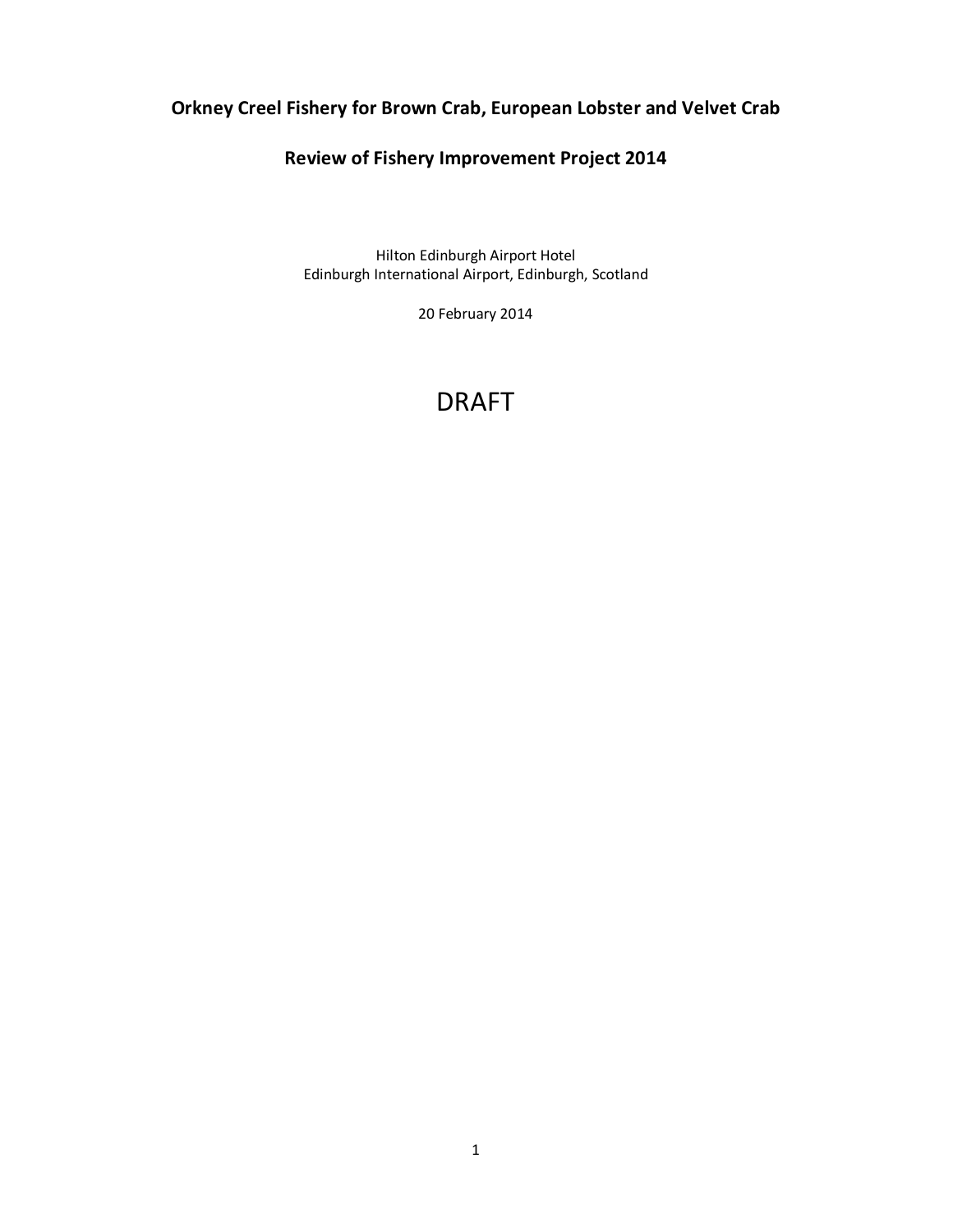**Orkney Creel Fishery for Brown Crab, European Lobster and Velvet Crab**

**Review of Fishery Improvement Project 2014**

Hilton Edinburgh Airport Hotel
Edinburgh International Airport, Edinburgh, Scotland

20 February 2014

DRAFT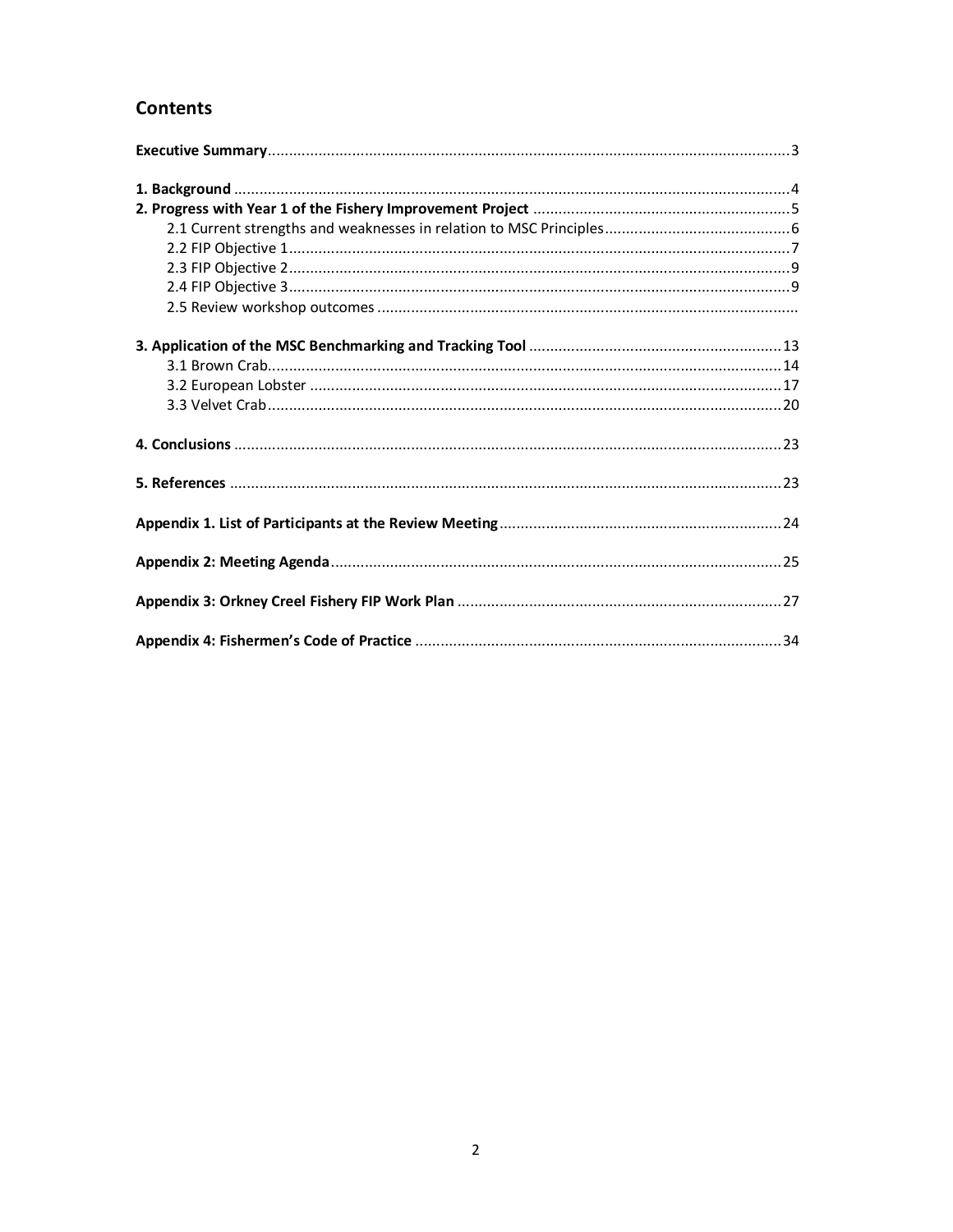## Contents

**Executive Summary** ........................................................................................................ 3

**1. Background** ........................................................................................................ 4

**2. Progress with Year 1 of the Fishery Improvement Project** ........................................ 5

- 2.1 Current strengths and weaknesses in relation to MSC Principles .............................. 6
- 2.2 FIP Objective 1 ........................................................................................................ 7
- 2.3 FIP Objective 2 ........................................................................................................ 9
- 2.4 FIP Objective 3 ........................................................................................................ 9
- 2.5 Review workshop outcomes ........................................................................................

**3. Application of the MSC Benchmarking and Tracking Tool** ...................................... 13

- 3.1 Brown Crab ........................................................................................................ 14
- 3.2 European Lobster ................................................................................................ 17
- 3.3 Velvet Crab ........................................................................................................ 20

**4. Conclusions** ........................................................................................................ 23

**5. References** ........................................................................................................ 23

**Appendix 1. List of Participants at the Review Meeting** ............................................ 24

**Appendix 2: Meeting Agenda** ........................................................................................ 25

**Appendix 3: Orkney Creel Fishery FIP Work Plan** ....................................................... 27

**Appendix 4: Fishermen's Code of Practice** .................................................................. 34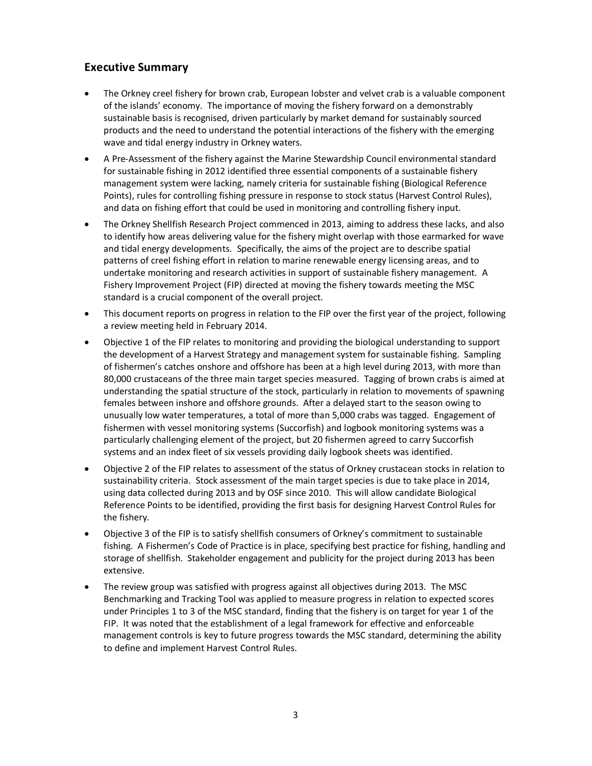## Executive Summary

- The Orkney creel fishery for brown crab, European lobster and velvet crab is a valuable component of the islands' economy. The importance of moving the fishery forward on a demonstrably sustainable basis is recognised, driven particularly by market demand for sustainably sourced products and the need to understand the potential interactions of the fishery with the emerging wave and tidal energy industry in Orkney waters.
- A Pre-Assessment of the fishery against the Marine Stewardship Council environmental standard for sustainable fishing in 2012 identified three essential components of a sustainable fishery management system were lacking, namely criteria for sustainable fishing (Biological Reference Points), rules for controlling fishing pressure in response to stock status (Harvest Control Rules), and data on fishing effort that could be used in monitoring and controlling fishery input.
- The Orkney Shellfish Research Project commenced in 2013, aiming to address these lacks, and also to identify how areas delivering value for the fishery might overlap with those earmarked for wave and tidal energy developments. Specifically, the aims of the project are to describe spatial patterns of creel fishing effort in relation to marine renewable energy licensing areas, and to undertake monitoring and research activities in support of sustainable fishery management. A Fishery Improvement Project (FIP) directed at moving the fishery towards meeting the MSC standard is a crucial component of the overall project.
- This document reports on progress in relation to the FIP over the first year of the project, following a review meeting held in February 2014.
- Objective 1 of the FIP relates to monitoring and providing the biological understanding to support the development of a Harvest Strategy and management system for sustainable fishing. Sampling of fishermen's catches onshore and offshore has been at a high level during 2013, with more than 80,000 crustaceans of the three main target species measured. Tagging of brown crabs is aimed at understanding the spatial structure of the stock, particularly in relation to movements of spawning females between inshore and offshore grounds. After a delayed start to the season owing to unusually low water temperatures, a total of more than 5,000 crabs was tagged. Engagement of fishermen with vessel monitoring systems (Succorfish) and logbook monitoring systems was a particularly challenging element of the project, but 20 fishermen agreed to carry Succorfish systems and an index fleet of six vessels providing daily logbook sheets was identified.
- Objective 2 of the FIP relates to assessment of the status of Orkney crustacean stocks in relation to sustainability criteria. Stock assessment of the main target species is due to take place in 2014, using data collected during 2013 and by OSF since 2010. This will allow candidate Biological Reference Points to be identified, providing the first basis for designing Harvest Control Rules for the fishery.
- Objective 3 of the FIP is to satisfy shellfish consumers of Orkney's commitment to sustainable fishing. A Fishermen's Code of Practice is in place, specifying best practice for fishing, handling and storage of shellfish. Stakeholder engagement and publicity for the project during 2013 has been extensive.
- The review group was satisfied with progress against all objectives during 2013. The MSC Benchmarking and Tracking Tool was applied to measure progress in relation to expected scores under Principles 1 to 3 of the MSC standard, finding that the fishery is on target for year 1 of the FIP. It was noted that the establishment of a legal framework for effective and enforceable management controls is key to future progress towards the MSC standard, determining the ability to define and implement Harvest Control Rules.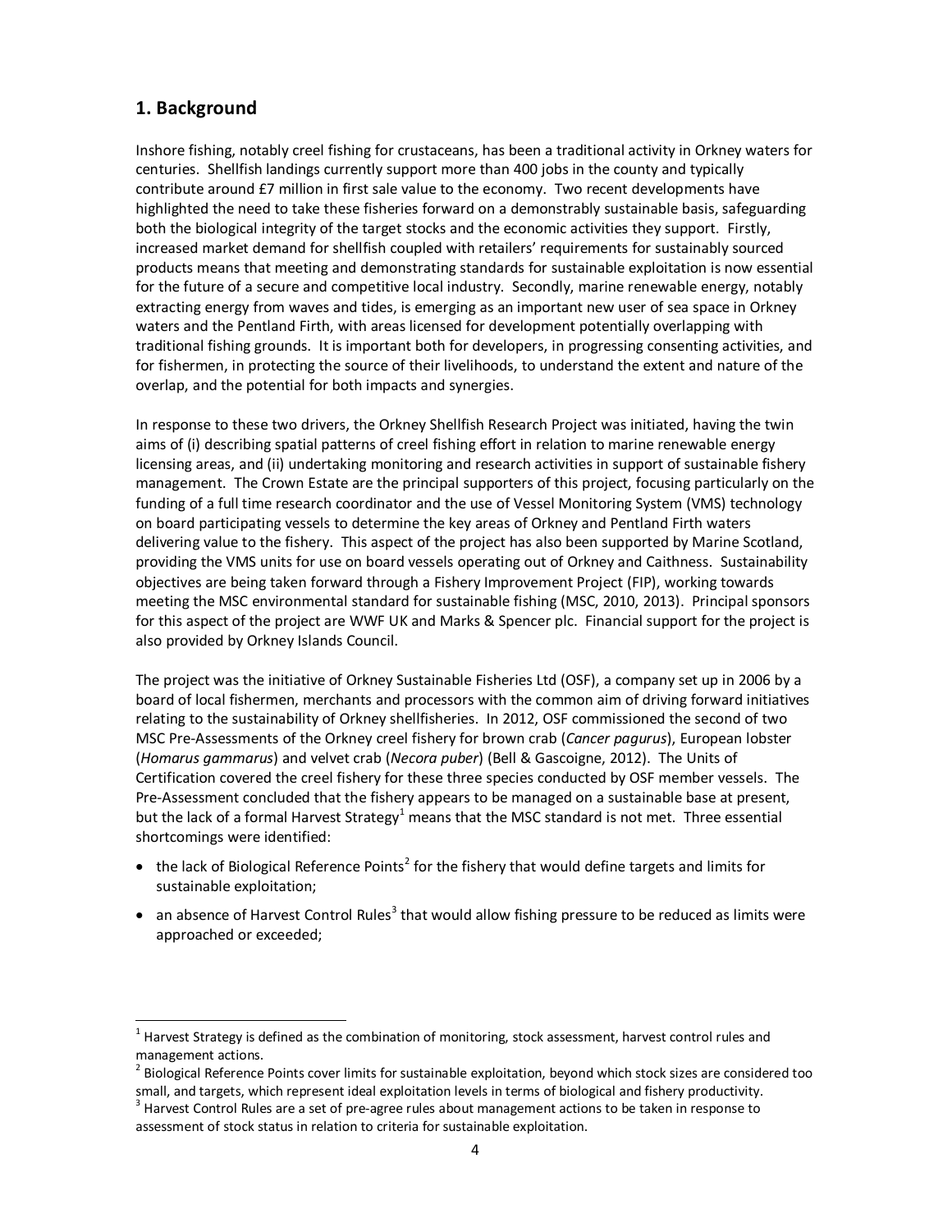## 1. Background

Inshore fishing, notably creel fishing for crustaceans, has been a traditional activity in Orkney waters for centuries. Shellfish landings currently support more than 400 jobs in the county and typically contribute around £7 million in first sale value to the economy. Two recent developments have highlighted the need to take these fisheries forward on a demonstrably sustainable basis, safeguarding both the biological integrity of the target stocks and the economic activities they support. Firstly, increased market demand for shellfish coupled with retailers' requirements for sustainably sourced products means that meeting and demonstrating standards for sustainable exploitation is now essential for the future of a secure and competitive local industry. Secondly, marine renewable energy, notably extracting energy from waves and tides, is emerging as an important new user of sea space in Orkney waters and the Pentland Firth, with areas licensed for development potentially overlapping with traditional fishing grounds. It is important both for developers, in progressing consenting activities, and for fishermen, in protecting the source of their livelihoods, to understand the extent and nature of the overlap, and the potential for both impacts and synergies.

In response to these two drivers, the Orkney Shellfish Research Project was initiated, having the twin aims of (i) describing spatial patterns of creel fishing effort in relation to marine renewable energy licensing areas, and (ii) undertaking monitoring and research activities in support of sustainable fishery management. The Crown Estate are the principal supporters of this project, focusing particularly on the funding of a full time research coordinator and the use of Vessel Monitoring System (VMS) technology on board participating vessels to determine the key areas of Orkney and Pentland Firth waters delivering value to the fishery. This aspect of the project has also been supported by Marine Scotland, providing the VMS units for use on board vessels operating out of Orkney and Caithness. Sustainability objectives are being taken forward through a Fishery Improvement Project (FIP), working towards meeting the MSC environmental standard for sustainable fishing (MSC, 2010, 2013). Principal sponsors for this aspect of the project are WWF UK and Marks & Spencer plc. Financial support for the project is also provided by Orkney Islands Council.

The project was the initiative of Orkney Sustainable Fisheries Ltd (OSF), a company set up in 2006 by a board of local fishermen, merchants and processors with the common aim of driving forward initiatives relating to the sustainability of Orkney shellfisheries. In 2012, OSF commissioned the second of two MSC Pre-Assessments of the Orkney creel fishery for brown crab (*Cancer pagurus*), European lobster (*Homarus gammarus*) and velvet crab (*Necora puber*) (Bell & Gascoigne, 2012). The Units of Certification covered the creel fishery for these three species conducted by OSF member vessels. The Pre-Assessment concluded that the fishery appears to be managed on a sustainable base at present, but the lack of a formal Harvest Strategy[1] means that the MSC standard is not met. Three essential shortcomings were identified:

- the lack of Biological Reference Points[2] for the fishery that would define targets and limits for sustainable exploitation;
- an absence of Harvest Control Rules[3] that would allow fishing pressure to be reduced as limits were approached or exceeded;

---

[1] Harvest Strategy is defined as the combination of monitoring, stock assessment, harvest control rules and management actions.

[2] Biological Reference Points cover limits for sustainable exploitation, beyond which stock sizes are considered too small, and targets, which represent ideal exploitation levels in terms of biological and fishery productivity.

[3] Harvest Control Rules are a set of pre-agree rules about management actions to be taken in response to assessment of stock status in relation to criteria for sustainable exploitation.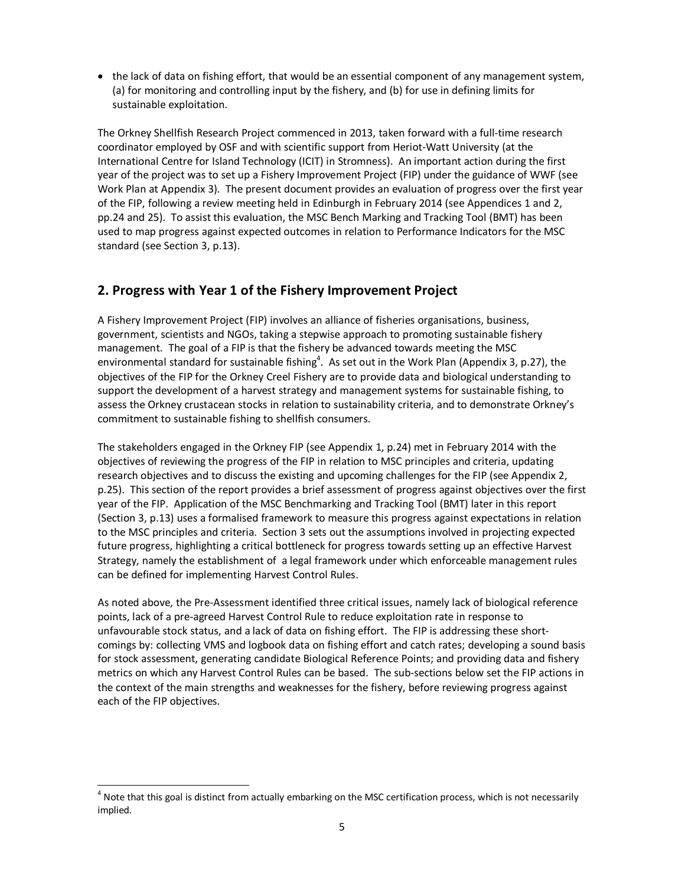- the lack of data on fishing effort, that would be an essential component of any management system, (a) for monitoring and controlling input by the fishery, and (b) for use in defining limits for sustainable exploitation.

The Orkney Shellfish Research Project commenced in 2013, taken forward with a full-time research coordinator employed by OSF and with scientific support from Heriot-Watt University (at the International Centre for Island Technology (ICIT) in Stromness). An important action during the first year of the project was to set up a Fishery Improvement Project (FIP) under the guidance of WWF (see Work Plan at Appendix 3). The present document provides an evaluation of progress over the first year of the FIP, following a review meeting held in Edinburgh in February 2014 (see Appendices 1 and 2, pp.24 and 25). To assist this evaluation, the MSC Bench Marking and Tracking Tool (BMT) has been used to map progress against expected outcomes in relation to Performance Indicators for the MSC standard (see Section 3, p.13).

## 2. Progress with Year 1 of the Fishery Improvement Project

A Fishery Improvement Project (FIP) involves an alliance of fisheries organisations, business, government, scientists and NGOs, taking a stepwise approach to promoting sustainable fishery management. The goal of a FIP is that the fishery be advanced towards meeting the MSC environmental standard for sustainable fishing[4]. As set out in the Work Plan (Appendix 3, p.27), the objectives of the FIP for the Orkney Creel Fishery are to provide data and biological understanding to support the development of a harvest strategy and management systems for sustainable fishing, to assess the Orkney crustacean stocks in relation to sustainability criteria, and to demonstrate Orkney's commitment to sustainable fishing to shellfish consumers.

The stakeholders engaged in the Orkney FIP (see Appendix 1, p.24) met in February 2014 with the objectives of reviewing the progress of the FIP in relation to MSC principles and criteria, updating research objectives and to discuss the existing and upcoming challenges for the FIP (see Appendix 2, p.25). This section of the report provides a brief assessment of progress against objectives over the first year of the FIP. Application of the MSC Benchmarking and Tracking Tool (BMT) later in this report (Section 3, p.13) uses a formalised framework to measure this progress against expectations in relation to the MSC principles and criteria. Section 3 sets out the assumptions involved in projecting expected future progress, highlighting a critical bottleneck for progress towards setting up an effective Harvest Strategy, namely the establishment of a legal framework under which enforceable management rules can be defined for implementing Harvest Control Rules.

As noted above, the Pre-Assessment identified three critical issues, namely lack of biological reference points, lack of a pre-agreed Harvest Control Rule to reduce exploitation rate in response to unfavourable stock status, and a lack of data on fishing effort. The FIP is addressing these short-comings by: collecting VMS and logbook data on fishing effort and catch rates; developing a sound basis for stock assessment, generating candidate Biological Reference Points; and providing data and fishery metrics on which any Harvest Control Rules can be based. The sub-sections below set the FIP actions in the context of the main strengths and weaknesses for the fishery, before reviewing progress against each of the FIP objectives.

---

[4] Note that this goal is distinct from actually embarking on the MSC certification process, which is not necessarily implied.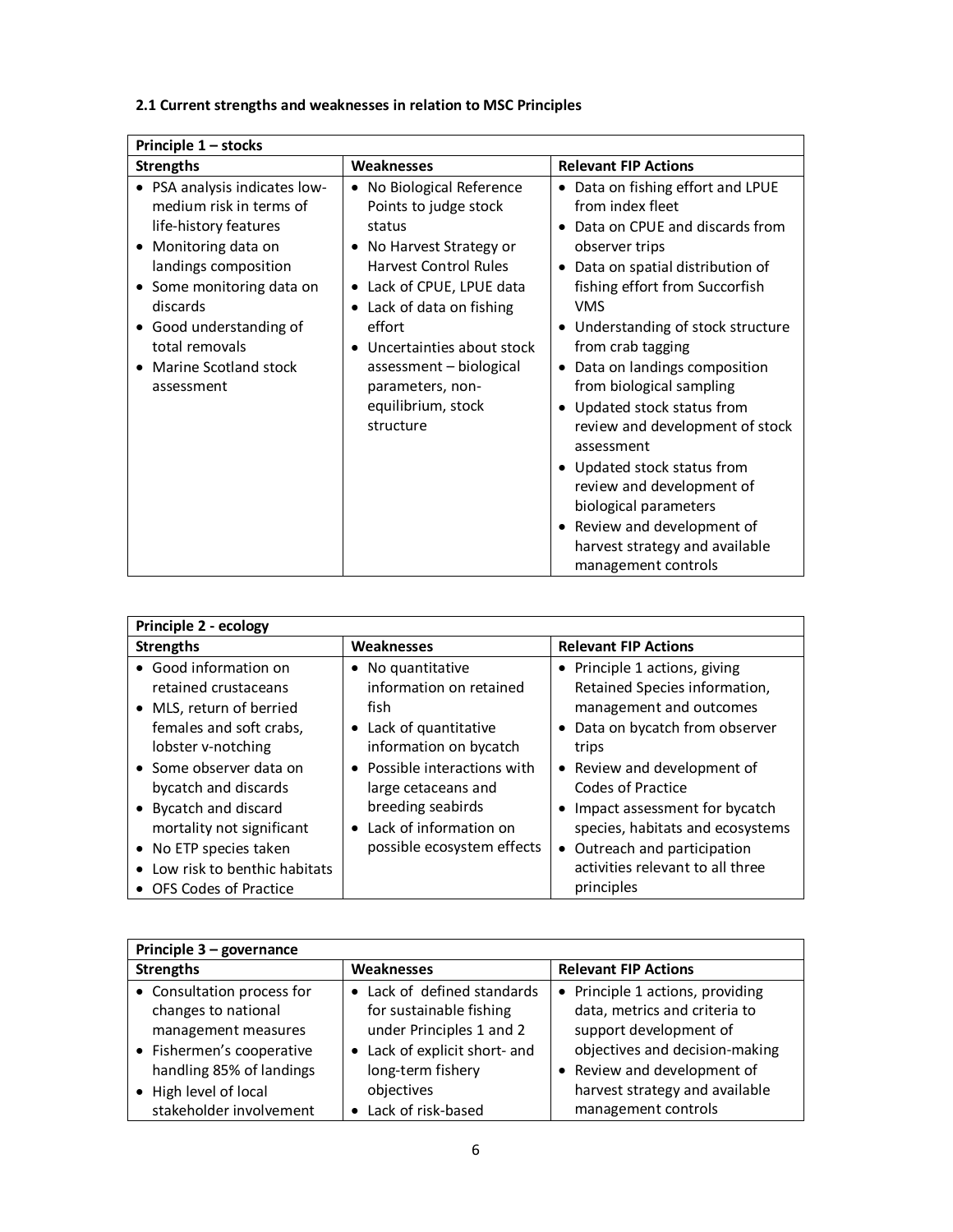### 2.1 Current strengths and weaknesses in relation to MSC Principles

| **Principle 1 – stocks** | | |
|---|---|---|
| **Strengths** | **Weaknesses** | **Relevant FIP Actions** |
| • PSA analysis indicates low-medium risk in terms of life-history features<br>• Monitoring data on landings composition<br>• Some monitoring data on discards<br>• Good understanding of total removals<br>• Marine Scotland stock assessment | • No Biological Reference Points to judge stock status<br>• No Harvest Strategy or Harvest Control Rules<br>• Lack of CPUE, LPUE data<br>• Lack of data on fishing effort<br>• Uncertainties about stock assessment – biological parameters, non-equilibrium, stock structure | • Data on fishing effort and LPUE from index fleet<br>• Data on CPUE and discards from observer trips<br>• Data on spatial distribution of fishing effort from Succorfish VMS<br>• Understanding of stock structure from crab tagging<br>• Data on landings composition from biological sampling<br>• Updated stock status from review and development of stock assessment<br>• Updated stock status from review and development of biological parameters<br>• Review and development of harvest strategy and available management controls |

| **Principle 2 - ecology** | | |
|---|---|---|
| **Strengths** | **Weaknesses** | **Relevant FIP Actions** |
| • Good information on retained crustaceans<br>• MLS, return of berried females and soft crabs, lobster v-notching<br>• Some observer data on bycatch and discards<br>• Bycatch and discard mortality not significant<br>• No ETP species taken<br>• Low risk to benthic habitats<br>• OFS Codes of Practice | • No quantitative information on retained fish<br>• Lack of quantitative information on bycatch<br>• Possible interactions with large cetaceans and breeding seabirds<br>• Lack of information on possible ecosystem effects | • Principle 1 actions, giving Retained Species information, management and outcomes<br>• Data on bycatch from observer trips<br>• Review and development of Codes of Practice<br>• Impact assessment for bycatch species, habitats and ecosystems<br>• Outreach and participation activities relevant to all three principles |

| **Principle 3 – governance** | | |
|---|---|---|
| **Strengths** | **Weaknesses** | **Relevant FIP Actions** |
| • Consultation process for changes to national management measures<br>• Fishermen's cooperative handling 85% of landings<br>• High level of local stakeholder involvement | • Lack of defined standards for sustainable fishing under Principles 1 and 2<br>• Lack of explicit short- and long-term fishery objectives<br>• Lack of risk-based | • Principle 1 actions, providing data, metrics and criteria to support development of objectives and decision-making<br>• Review and development of harvest strategy and available management controls |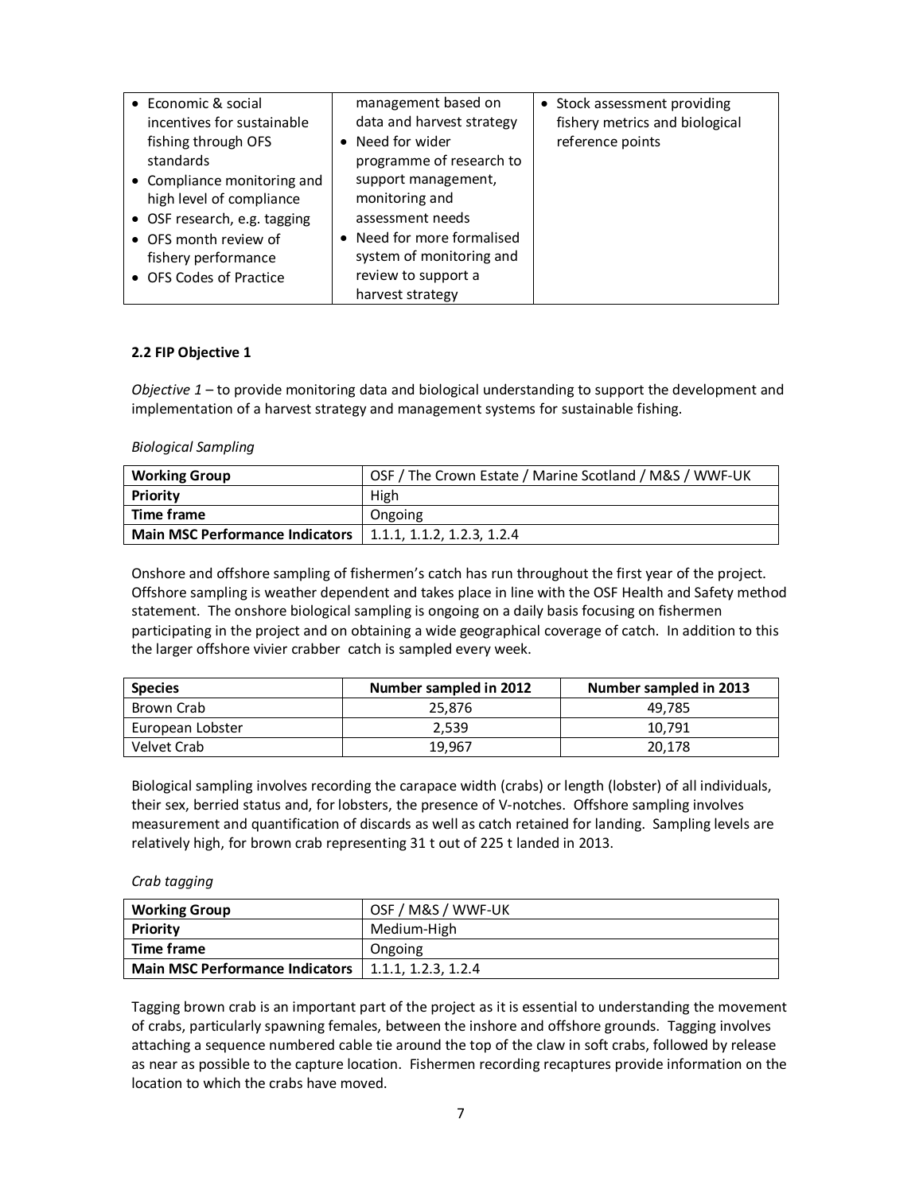| | | |
|---|---|---|
| • Economic & social incentives for sustainable fishing through OFS standards<br>• Compliance monitoring and high level of compliance<br>• OSF research, e.g. tagging<br>• OFS month review of fishery performance<br>• OFS Codes of Practice | management based on data and harvest strategy<br>• Need for wider programme of research to support management, monitoring and assessment needs<br>• Need for more formalised system of monitoring and review to support a harvest strategy | • Stock assessment providing fishery metrics and biological reference points |

**2.2 FIP Objective 1**

*Objective 1* – to provide monitoring data and biological understanding to support the development and implementation of a harvest strategy and management systems for sustainable fishing.

*Biological Sampling*

| **Working Group** | OSF / The Crown Estate / Marine Scotland / M&S / WWF-UK |
|---|---|
| **Priority** | High |
| **Time frame** | Ongoing |
| **Main MSC Performance Indicators** | 1.1.1, 1.1.2, 1.2.3, 1.2.4 |

Onshore and offshore sampling of fishermen's catch has run throughout the first year of the project. Offshore sampling is weather dependent and takes place in line with the OSF Health and Safety method statement. The onshore biological sampling is ongoing on a daily basis focusing on fishermen participating in the project and on obtaining a wide geographical coverage of catch. In addition to this the larger offshore vivier crabber catch is sampled every week.

| Species | Number sampled in 2012 | Number sampled in 2013 |
|---|---|---|
| Brown Crab | 25,876 | 49,785 |
| European Lobster | 2,539 | 10,791 |
| Velvet Crab | 19,967 | 20,178 |

Biological sampling involves recording the carapace width (crabs) or length (lobster) of all individuals, their sex, berried status and, for lobsters, the presence of V-notches. Offshore sampling involves measurement and quantification of discards as well as catch retained for landing. Sampling levels are relatively high, for brown crab representing 31 t out of 225 t landed in 2013.

*Crab tagging*

| **Working Group** | OSF / M&S / WWF-UK |
|---|---|
| **Priority** | Medium-High |
| **Time frame** | Ongoing |
| **Main MSC Performance Indicators** | 1.1.1, 1.2.3, 1.2.4 |

Tagging brown crab is an important part of the project as it is essential to understanding the movement of crabs, particularly spawning females, between the inshore and offshore grounds. Tagging involves attaching a sequence numbered cable tie around the top of the claw in soft crabs, followed by release as near as possible to the capture location. Fishermen recording recaptures provide information on the location to which the crabs have moved.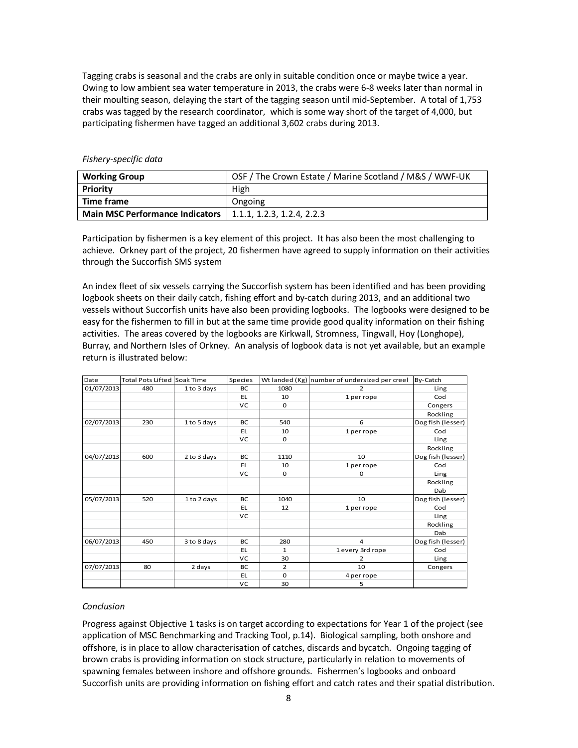Tagging crabs is seasonal and the crabs are only in suitable condition once or maybe twice a year. Owing to low ambient sea water temperature in 2013, the crabs were 6-8 weeks later than normal in their moulting season, delaying the start of the tagging season until mid-September. A total of 1,753 crabs was tagged by the research coordinator, which is some way short of the target of 4,000, but participating fishermen have tagged an additional 3,602 crabs during 2013.

*Fishery-specific data*

| **Working Group** | OSF / The Crown Estate / Marine Scotland / M&S / WWF-UK |
|---|---|
| **Priority** | High |
| **Time frame** | Ongoing |
| **Main MSC Performance Indicators** | 1.1.1, 1.2.3, 1.2.4, 2.2.3 |

Participation by fishermen is a key element of this project. It has also been the most challenging to achieve. Orkney part of the project, 20 fishermen have agreed to supply information on their activities through the Succorfish SMS system

An index fleet of six vessels carrying the Succorfish system has been identified and has been providing logbook sheets on their daily catch, fishing effort and by-catch during 2013, and an additional two vessels without Succorfish units have also been providing logbooks. The logbooks were designed to be easy for the fishermen to fill in but at the same time provide good quality information on their fishing activities. The areas covered by the logbooks are Kirkwall, Stromness, Tingwall, Hoy (Longhope), Burray, and Northern Isles of Orkney. An analysis of logbook data is not yet available, but an example return is illustrated below:

| Date | Total Pots Lifted | Soak Time | Species | Wt landed (Kg) | number of undersized per creel | By-Catch |
|---|---|---|---|---|---|---|
| 01/07/2013 | 480 | 1 to 3 days | BC | 1080 | 2 | Ling |
| | | | EL | 10 | 1 per rope | Cod |
| | | | VC | 0 | | Congers |
| | | | | | | Rockling |
| 02/07/2013 | 230 | 1 to 5 days | BC | 540 | 6 | Dog fish (lesser) |
| | | | EL | 10 | 1 per rope | Cod |
| | | | VC | 0 | | Ling |
| | | | | | | Rockling |
| 04/07/2013 | 600 | 2 to 3 days | BC | 1110 | 10 | Dog fish (lesser) |
| | | | EL | 10 | 1 per rope | Cod |
| | | | VC | 0 | 0 | Ling |
| | | | | | | Rockling |
| | | | | | | Dab |
| 05/07/2013 | 520 | 1 to 2 days | BC | 1040 | 10 | Dog fish (lesser) |
| | | | EL | 12 | 1 per rope | Cod |
| | | | VC | | | Ling |
| | | | | | | Rockling |
| | | | | | | Dab |
| 06/07/2013 | 450 | 3 to 8 days | BC | 280 | 4 | Dog fish (lesser) |
| | | | EL | 1 | 1 every 3rd rope | Cod |
| | | | VC | 30 | 2 | Ling |
| 07/07/2013 | 80 | 2 days | BC | 2 | 10 | Congers |
| | | | EL | 0 | 4 per rope | |
| | | | VC | 30 | 5 | |

*Conclusion*

Progress against Objective 1 tasks is on target according to expectations for Year 1 of the project (see application of MSC Benchmarking and Tracking Tool, p.14). Biological sampling, both onshore and offshore, is in place to allow characterisation of catches, discards and bycatch. Ongoing tagging of brown crabs is providing information on stock structure, particularly in relation to movements of spawning females between inshore and offshore grounds. Fishermen's logbooks and onboard Succorfish units are providing information on fishing effort and catch rates and their spatial distribution.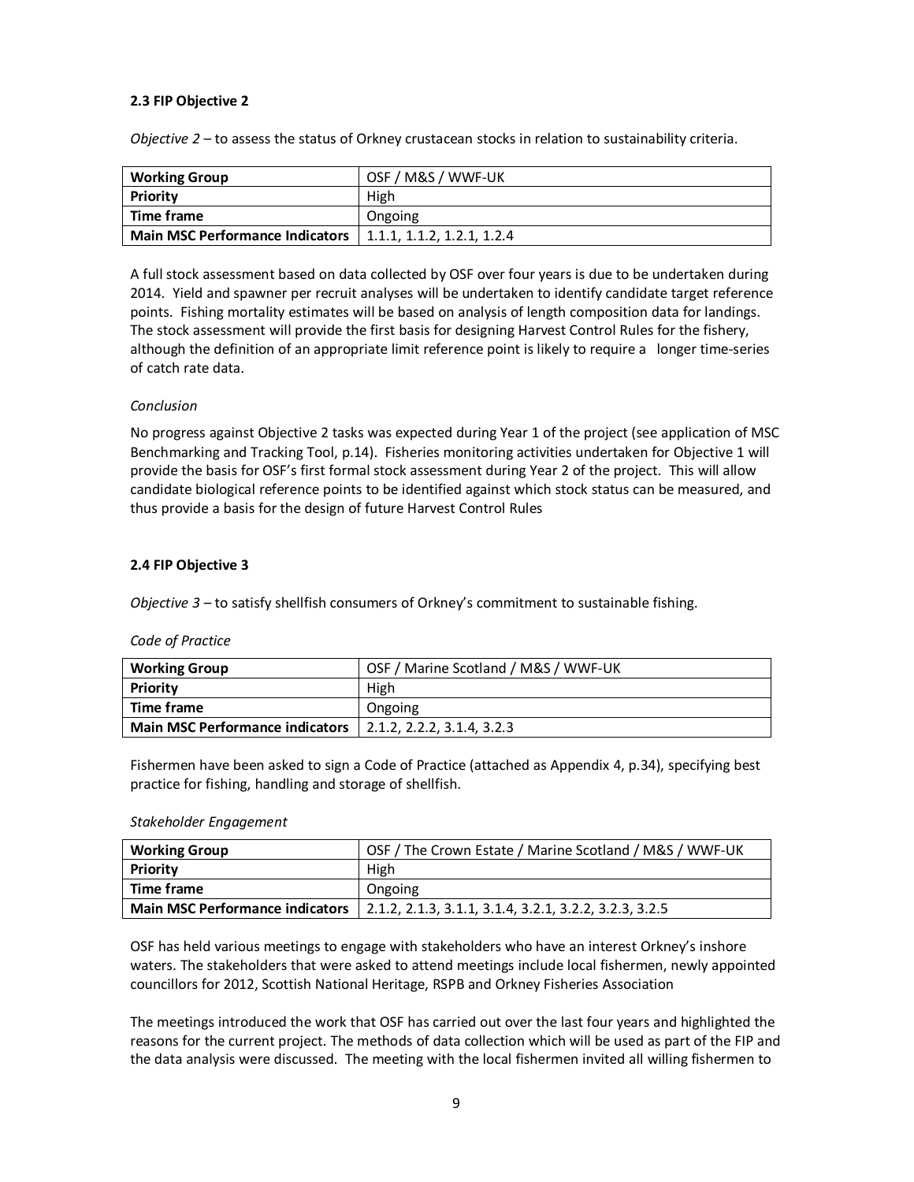### 2.3 FIP Objective 2

*Objective 2* – to assess the status of Orkney crustacean stocks in relation to sustainability criteria.

| **Working Group** | OSF / M&S / WWF-UK |
|---|---|
| **Priority** | High |
| **Time frame** | Ongoing |
| **Main MSC Performance Indicators** | 1.1.1, 1.1.2, 1.2.1, 1.2.4 |

A full stock assessment based on data collected by OSF over four years is due to be undertaken during 2014. Yield and spawner per recruit analyses will be undertaken to identify candidate target reference points. Fishing mortality estimates will be based on analysis of length composition data for landings. The stock assessment will provide the first basis for designing Harvest Control Rules for the fishery, although the definition of an appropriate limit reference point is likely to require a longer time-series of catch rate data.

*Conclusion*

No progress against Objective 2 tasks was expected during Year 1 of the project (see application of MSC Benchmarking and Tracking Tool, p.14). Fisheries monitoring activities undertaken for Objective 1 will provide the basis for OSF's first formal stock assessment during Year 2 of the project. This will allow candidate biological reference points to be identified against which stock status can be measured, and thus provide a basis for the design of future Harvest Control Rules

### 2.4 FIP Objective 3

*Objective 3* – to satisfy shellfish consumers of Orkney's commitment to sustainable fishing.

*Code of Practice*

| **Working Group** | OSF / Marine Scotland / M&S / WWF-UK |
|---|---|
| **Priority** | High |
| **Time frame** | Ongoing |
| **Main MSC Performance indicators** | 2.1.2, 2.2.2, 3.1.4, 3.2.3 |

Fishermen have been asked to sign a Code of Practice (attached as Appendix 4, p.34), specifying best practice for fishing, handling and storage of shellfish.

*Stakeholder Engagement*

| **Working Group** | OSF / The Crown Estate / Marine Scotland / M&S / WWF-UK |
|---|---|
| **Priority** | High |
| **Time frame** | Ongoing |
| **Main MSC Performance indicators** | 2.1.2, 2.1.3, 3.1.1, 3.1.4, 3.2.1, 3.2.2, 3.2.3, 3.2.5 |

OSF has held various meetings to engage with stakeholders who have an interest Orkney's inshore waters. The stakeholders that were asked to attend meetings include local fishermen, newly appointed councillors for 2012, Scottish National Heritage, RSPB and Orkney Fisheries Association

The meetings introduced the work that OSF has carried out over the last four years and highlighted the reasons for the current project. The methods of data collection which will be used as part of the FIP and the data analysis were discussed. The meeting with the local fishermen invited all willing fishermen to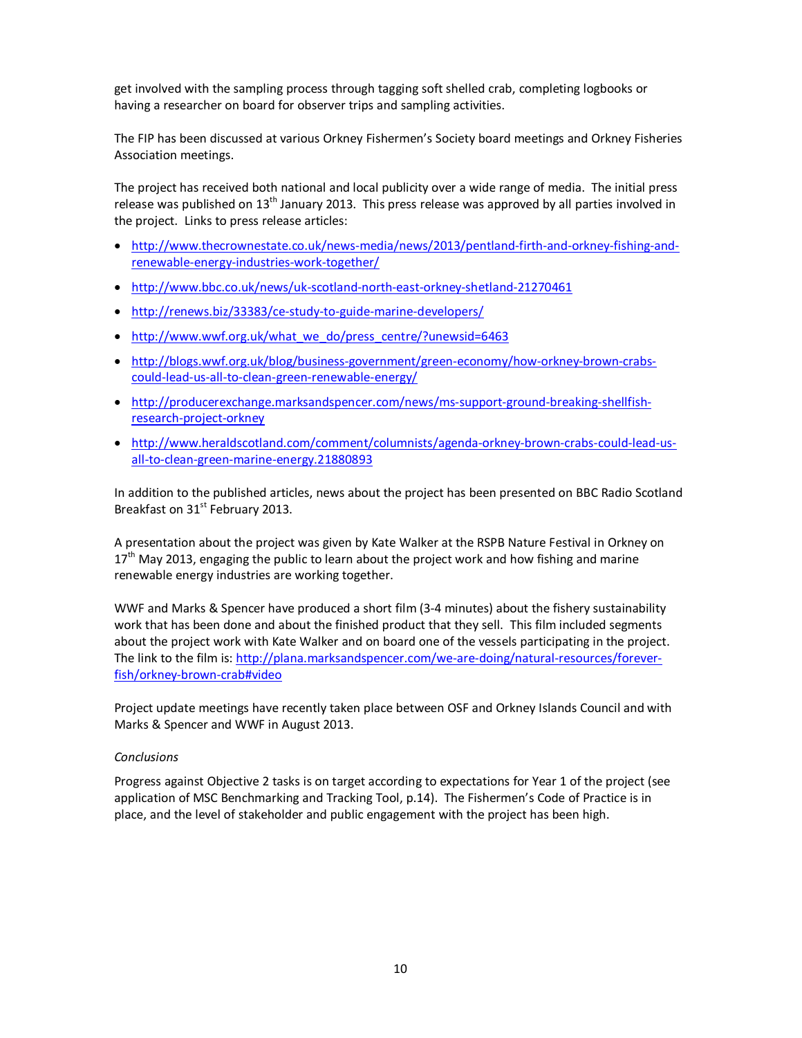get involved with the sampling process through tagging soft shelled crab, completing logbooks or having a researcher on board for observer trips and sampling activities.

The FIP has been discussed at various Orkney Fishermen's Society board meetings and Orkney Fisheries Association meetings.

The project has received both national and local publicity over a wide range of media. The initial press release was published on 13th January 2013. This press release was approved by all parties involved in the project. Links to press release articles:

- http://www.thecrownestate.co.uk/news-media/news/2013/pentland-firth-and-orkney-fishing-and-renewable-energy-industries-work-together/
- http://www.bbc.co.uk/news/uk-scotland-north-east-orkney-shetland-21270461
- http://renews.biz/33383/ce-study-to-guide-marine-developers/
- http://www.wwf.org.uk/what_we_do/press_centre/?unewsid=6463
- http://blogs.wwf.org.uk/blog/business-government/green-economy/how-orkney-brown-crabs-could-lead-us-all-to-clean-green-renewable-energy/
- http://producerexchange.marksandspencer.com/news/ms-support-ground-breaking-shellfish-research-project-orkney
- http://www.heraldscotland.com/comment/columnists/agenda-orkney-brown-crabs-could-lead-us-all-to-clean-green-marine-energy.21880893

In addition to the published articles, news about the project has been presented on BBC Radio Scotland Breakfast on 31st February 2013.

A presentation about the project was given by Kate Walker at the RSPB Nature Festival in Orkney on 17th May 2013, engaging the public to learn about the project work and how fishing and marine renewable energy industries are working together.

WWF and Marks & Spencer have produced a short film (3-4 minutes) about the fishery sustainability work that has been done and about the finished product that they sell. This film included segments about the project work with Kate Walker and on board one of the vessels participating in the project. The link to the film is: http://plana.marksandspencer.com/we-are-doing/natural-resources/forever-fish/orkney-brown-crab#video

Project update meetings have recently taken place between OSF and Orkney Islands Council and with Marks & Spencer and WWF in August 2013.

*Conclusions*

Progress against Objective 2 tasks is on target according to expectations for Year 1 of the project (see application of MSC Benchmarking and Tracking Tool, p.14). The Fishermen's Code of Practice is in place, and the level of stakeholder and public engagement with the project has been high.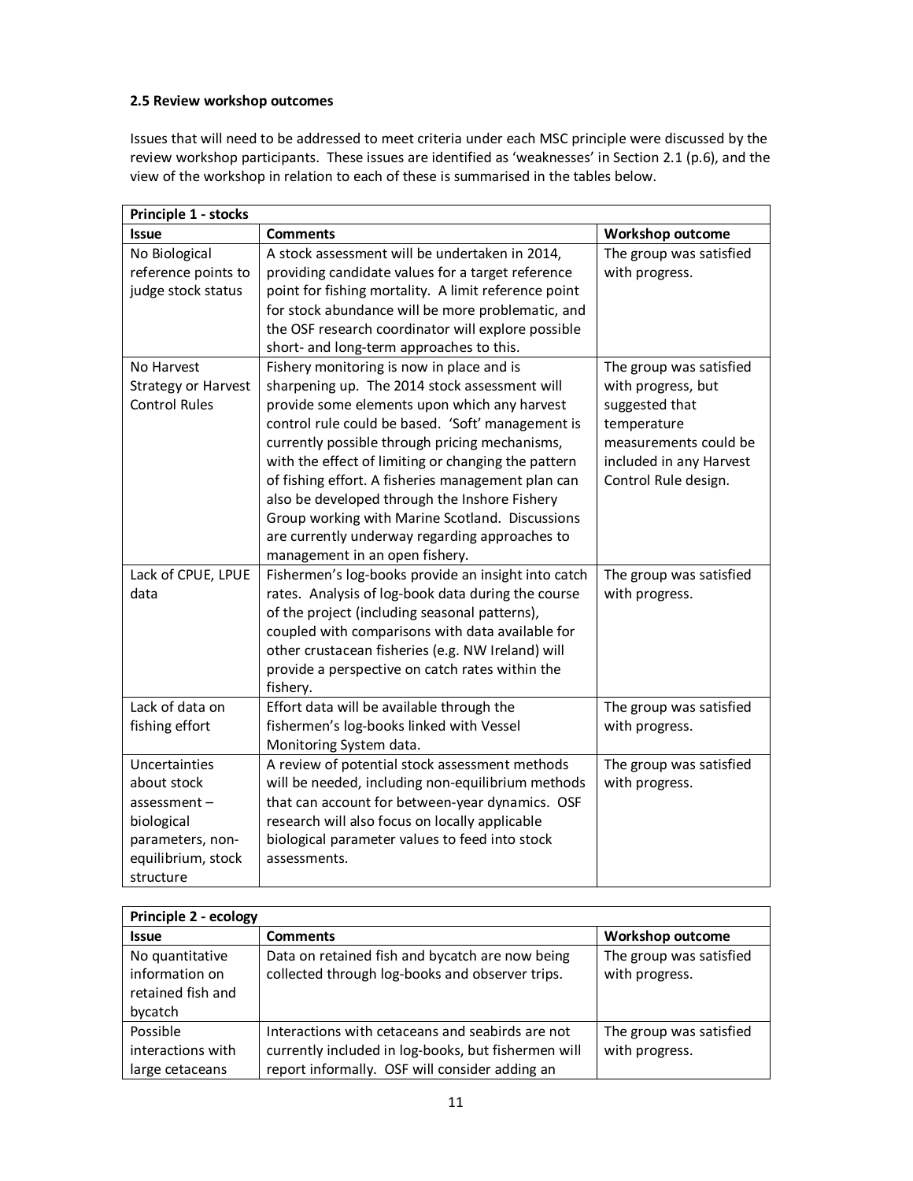**2.5 Review workshop outcomes**

Issues that will need to be addressed to meet criteria under each MSC principle were discussed by the review workshop participants. These issues are identified as 'weaknesses' in Section 2.1 (p.6), and the view of the workshop in relation to each of these is summarised in the tables below.

| **Principle 1 - stocks** | | |
|---|---|---|
| **Issue** | **Comments** | **Workshop outcome** |
| No Biological reference points to judge stock status | A stock assessment will be undertaken in 2014, providing candidate values for a target reference point for fishing mortality. A limit reference point for stock abundance will be more problematic, and the OSF research coordinator will explore possible short- and long-term approaches to this. | The group was satisfied with progress. |
| No Harvest Strategy or Harvest Control Rules | Fishery monitoring is now in place and is sharpening up. The 2014 stock assessment will provide some elements upon which any harvest control rule could be based. 'Soft' management is currently possible through pricing mechanisms, with the effect of limiting or changing the pattern of fishing effort. A fisheries management plan can also be developed through the Inshore Fishery Group working with Marine Scotland. Discussions are currently underway regarding approaches to management in an open fishery. | The group was satisfied with progress, but suggested that temperature measurements could be included in any Harvest Control Rule design. |
| Lack of CPUE, LPUE data | Fishermen's log-books provide an insight into catch rates. Analysis of log-book data during the course of the project (including seasonal patterns), coupled with comparisons with data available for other crustacean fisheries (e.g. NW Ireland) will provide a perspective on catch rates within the fishery. | The group was satisfied with progress. |
| Lack of data on fishing effort | Effort data will be available through the fishermen's log-books linked with Vessel Monitoring System data. | The group was satisfied with progress. |
| Uncertainties about stock assessment – biological parameters, non-equilibrium, stock structure | A review of potential stock assessment methods will be needed, including non-equilibrium methods that can account for between-year dynamics. OSF research will also focus on locally applicable biological parameter values to feed into stock assessments. | The group was satisfied with progress. |

| **Principle 2 - ecology** | | |
|---|---|---|
| **Issue** | **Comments** | **Workshop outcome** |
| No quantitative information on retained fish and bycatch | Data on retained fish and bycatch are now being collected through log-books and observer trips. | The group was satisfied with progress. |
| Possible interactions with large cetaceans | Interactions with cetaceans and seabirds are not currently included in log-books, but fishermen will report informally. OSF will consider adding an | The group was satisfied with progress. |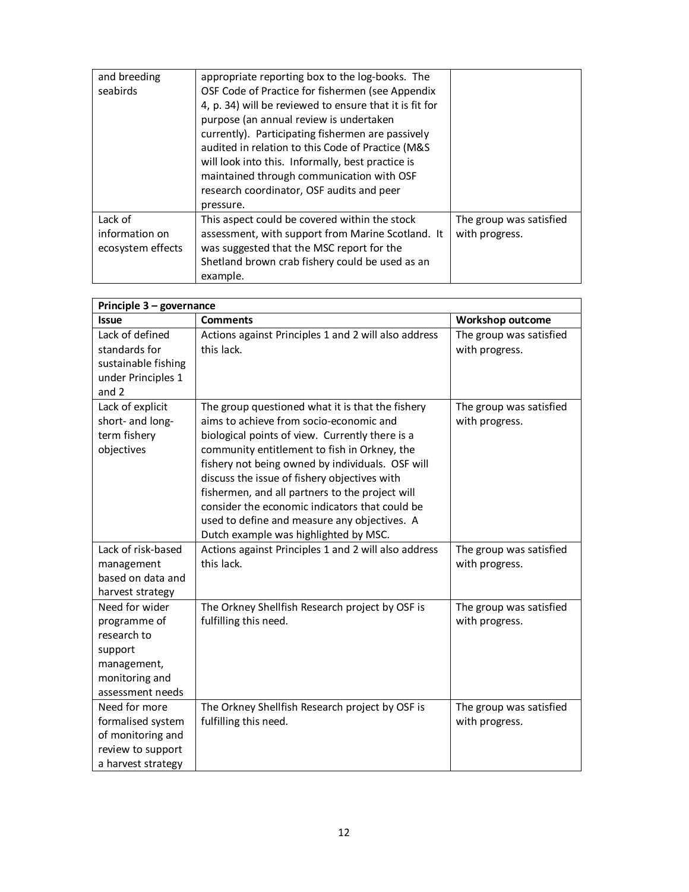| | | |
|---|---|---|
| and breeding seabirds | appropriate reporting box to the log-books. The OSF Code of Practice for fishermen (see Appendix 4, p. 34) will be reviewed to ensure that it is fit for purpose (an annual review is undertaken currently). Participating fishermen are passively audited in relation to this Code of Practice (M&S will look into this. Informally, best practice is maintained through communication with OSF research coordinator, OSF audits and peer pressure. | |
| Lack of information on ecosystem effects | This aspect could be covered within the stock assessment, with support from Marine Scotland. It was suggested that the MSC report for the Shetland brown crab fishery could be used as an example. | The group was satisfied with progress. |

| **Principle 3 – governance** | | |
|---|---|---|
| **Issue** | **Comments** | **Workshop outcome** |
| Lack of defined standards for sustainable fishing under Principles 1 and 2 | Actions against Principles 1 and 2 will also address this lack. | The group was satisfied with progress. |
| Lack of explicit short- and long-term fishery objectives | The group questioned what it is that the fishery aims to achieve from socio-economic and biological points of view. Currently there is a community entitlement to fish in Orkney, the fishery not being owned by individuals. OSF will discuss the issue of fishery objectives with fishermen, and all partners to the project will consider the economic indicators that could be used to define and measure any objectives. A Dutch example was highlighted by MSC. | The group was satisfied with progress. |
| Lack of risk-based management based on data and harvest strategy | Actions against Principles 1 and 2 will also address this lack. | The group was satisfied with progress. |
| Need for wider programme of research to support management, monitoring and assessment needs | The Orkney Shellfish Research project by OSF is fulfilling this need. | The group was satisfied with progress. |
| Need for more formalised system of monitoring and review to support a harvest strategy | The Orkney Shellfish Research project by OSF is fulfilling this need. | The group was satisfied with progress. |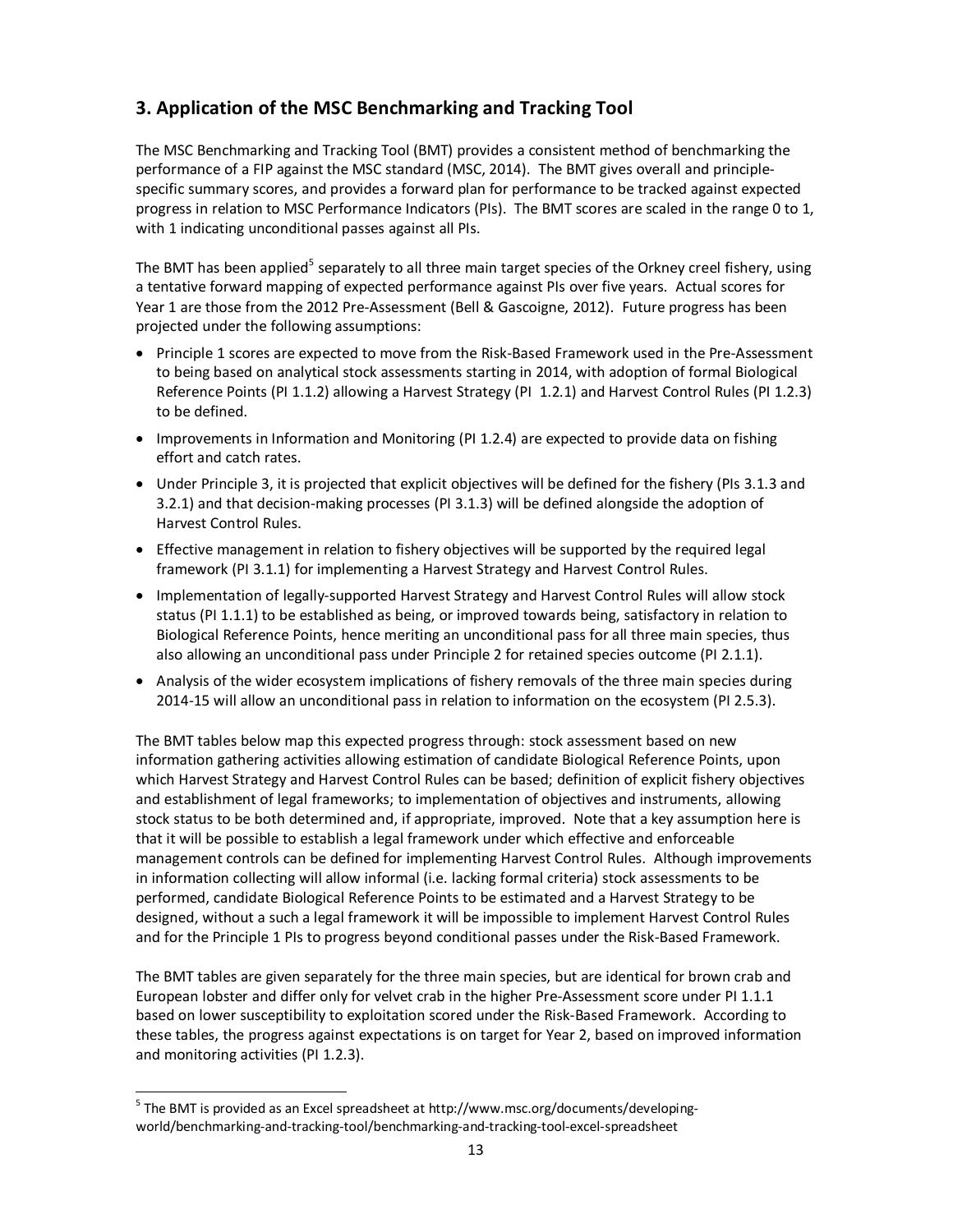## 3. Application of the MSC Benchmarking and Tracking Tool

The MSC Benchmarking and Tracking Tool (BMT) provides a consistent method of benchmarking the performance of a FIP against the MSC standard (MSC, 2014). The BMT gives overall and principle-specific summary scores, and provides a forward plan for performance to be tracked against expected progress in relation to MSC Performance Indicators (PIs). The BMT scores are scaled in the range 0 to 1, with 1 indicating unconditional passes against all PIs.

The BMT has been applied[5] separately to all three main target species of the Orkney creel fishery, using a tentative forward mapping of expected performance against PIs over five years. Actual scores for Year 1 are those from the 2012 Pre-Assessment (Bell & Gascoigne, 2012). Future progress has been projected under the following assumptions:

- Principle 1 scores are expected to move from the Risk-Based Framework used in the Pre-Assessment to being based on analytical stock assessments starting in 2014, with adoption of formal Biological Reference Points (PI 1.1.2) allowing a Harvest Strategy (PI 1.2.1) and Harvest Control Rules (PI 1.2.3) to be defined.
- Improvements in Information and Monitoring (PI 1.2.4) are expected to provide data on fishing effort and catch rates.
- Under Principle 3, it is projected that explicit objectives will be defined for the fishery (PIs 3.1.3 and 3.2.1) and that decision-making processes (PI 3.1.3) will be defined alongside the adoption of Harvest Control Rules.
- Effective management in relation to fishery objectives will be supported by the required legal framework (PI 3.1.1) for implementing a Harvest Strategy and Harvest Control Rules.
- Implementation of legally-supported Harvest Strategy and Harvest Control Rules will allow stock status (PI 1.1.1) to be established as being, or improved towards being, satisfactory in relation to Biological Reference Points, hence meriting an unconditional pass for all three main species, thus also allowing an unconditional pass under Principle 2 for retained species outcome (PI 2.1.1).
- Analysis of the wider ecosystem implications of fishery removals of the three main species during 2014-15 will allow an unconditional pass in relation to information on the ecosystem (PI 2.5.3).

The BMT tables below map this expected progress through: stock assessment based on new information gathering activities allowing estimation of candidate Biological Reference Points, upon which Harvest Strategy and Harvest Control Rules can be based; definition of explicit fishery objectives and establishment of legal frameworks; to implementation of objectives and instruments, allowing stock status to be both determined and, if appropriate, improved. Note that a key assumption here is that it will be possible to establish a legal framework under which effective and enforceable management controls can be defined for implementing Harvest Control Rules. Although improvements in information collecting will allow informal (i.e. lacking formal criteria) stock assessments to be performed, candidate Biological Reference Points to be estimated and a Harvest Strategy to be designed, without a such a legal framework it will be impossible to implement Harvest Control Rules and for the Principle 1 PIs to progress beyond conditional passes under the Risk-Based Framework.

The BMT tables are given separately for the three main species, but are identical for brown crab and European lobster and differ only for velvet crab in the higher Pre-Assessment score under PI 1.1.1 based on lower susceptibility to exploitation scored under the Risk-Based Framework. According to these tables, the progress against expectations is on target for Year 2, based on improved information and monitoring activities (PI 1.2.3).

[5] The BMT is provided as an Excel spreadsheet at http://www.msc.org/documents/developing-world/benchmarking-and-tracking-tool/benchmarking-and-tracking-tool-excel-spreadsheet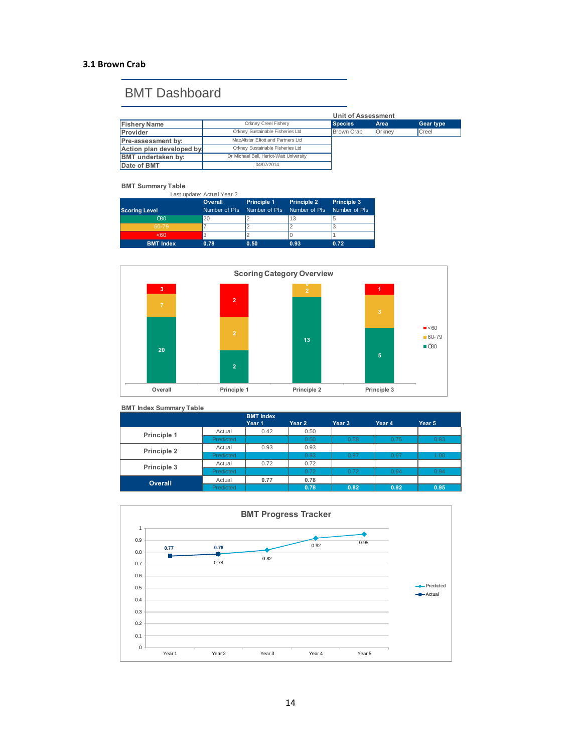### 3.1 Brown Crab

## BMT Dashboard

| | |
|---|---|
| **Fishery Name** | Orkney Creel Fishery |
| **Provider** | Orkney Sustainable Fisheries Ltd |
| **Pre-assessment by:** | MacAlister Elliott and Partners Ltd |
| **Action plan developed by:** | Orkney Sustainable Fisheries Ltd |
| **BMT undertaken by:** | Dr Michael Bell, Heriot-Watt University |
| **Date of BMT** | 04/07/2014 |

**Unit of Assessment**

| Species | Area | Gear type |
|---|---|---|
| Brown Crab | Orkney | Creel |

**BMT Summary Table**

Last update: Actual Year 2

| Scoring Level | Overall<br>Number of PIs | Principle 1<br>Number of PIs | Principle 2<br>Number of PIs | Principle 3<br>Number of PIs |
|---|---|---|---|---|
| ≥80 | 20 | 2 | 13 | 5 |
| 60-79 | 7 | 2 | 2 | 3 |
| <60 | 3 | 2 | 0 | 1 |
| **BMT Index** | **0.78** | **0.50** | **0.93** | **0.72** |

**Scoring Category Overview**

| | Overall | Principle 1 | Principle 2 | Principle 3 |
|---|---|---|---|---|
| <60 | 3 | 2 | 0 | 1 |
| 60-79 | 7 | 2 | 2 | 3 |
| ≥80 | 20 | 2 | 13 | 5 |

**BMT Index Summary Table**

| | | BMT Index<br>Year 1 | Year 2 | Year 3 | Year 4 | Year 5 |
|---|---|---|---|---|---|---|
| **Principle 1** | Actual | 0.42 | 0.50 | | | |
| | Predicted | | 0.50 | 0.58 | 0.75 | 0.83 |
| **Principle 2** | Actual | 0.93 | 0.93 | | | |
| | Predicted | | 0.93 | 0.97 | 0.97 | 1.00 |
| **Principle 3** | Actual | 0.72 | 0.72 | | | |
| | Predicted | | 0.72 | 0.72 | 0.94 | 0.94 |
| **Overall** | Actual | **0.77** | **0.78** | | | |
| | Predicted | | **0.78** | **0.82** | **0.92** | **0.95** |

**BMT Progress Tracker**

| | Year 1 | Year 2 | Year 3 | Year 4 | Year 5 |
|---|---|---|---|---|---|
| Predicted | | 0.78 | 0.82 | 0.92 | 0.95 |
| Actual | 0.77 | 0.78 | | | |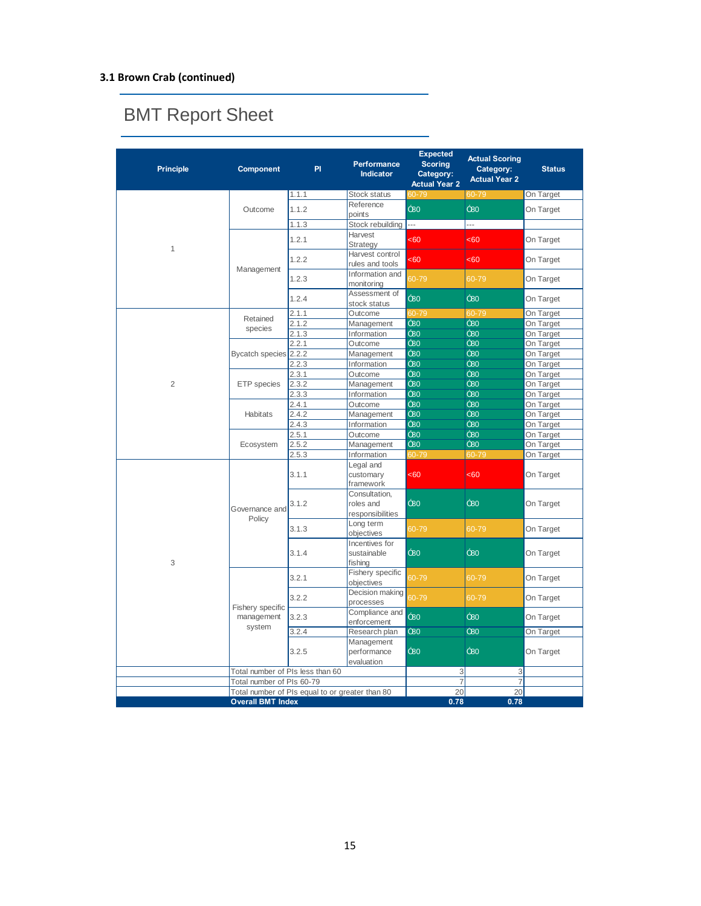### 3.1 Brown Crab (continued)

## BMT Report Sheet

| Principle | Component | PI | Performance Indicator | Expected Scoring Category: Actual Year 2 | Actual Scoring Category: Actual Year 2 | Status |
|---|---|---|---|---|---|---|
| 1 | Outcome | 1.1.1 | Stock status | 60-79 | 60-79 | On Target |
| | | 1.1.2 | Reference points | Ó80 | Ó80 | On Target |
| | | 1.1.3 | Stock rebuilding | --- | --- | |
| | Management | 1.2.1 | Harvest Strategy | <60 | <60 | On Target |
| | | 1.2.2 | Harvest control rules and tools | <60 | <60 | On Target |
| | | 1.2.3 | Information and monitoring | 60-79 | 60-79 | On Target |
| | | 1.2.4 | Assessment of stock status | Ó80 | Ó80 | On Target |
| 2 | Retained species | 2.1.1 | Outcome | 60-79 | 60-79 | On Target |
| | | 2.1.2 | Management | Ó80 | Ó80 | On Target |
| | | 2.1.3 | Information | Ó80 | Ó80 | On Target |
| | Bycatch species | 2.2.1 | Outcome | Ó80 | Ó80 | On Target |
| | | 2.2.2 | Management | Ó80 | Ó80 | On Target |
| | | 2.2.3 | Information | Ó80 | Ó80 | On Target |
| | ETP species | 2.3.1 | Outcome | Ó80 | Ó80 | On Target |
| | | 2.3.2 | Management | Ó80 | Ó80 | On Target |
| | | 2.3.3 | Information | Ó80 | Ó80 | On Target |
| | Habitats | 2.4.1 | Outcome | Ó80 | Ó80 | On Target |
| | | 2.4.2 | Management | Ó80 | Ó80 | On Target |
| | | 2.4.3 | Information | Ó80 | Ó80 | On Target |
| | Ecosystem | 2.5.1 | Outcome | Ó80 | Ó80 | On Target |
| | | 2.5.2 | Management | Ó80 | Ó80 | On Target |
| | | 2.5.3 | Information | 60-79 | 60-79 | On Target |
| 3 | Governance and Policy | 3.1.1 | Legal and customary framework | <60 | <60 | On Target |
| | | 3.1.2 | Consultation, roles and responsibilities | Ó80 | Ó80 | On Target |
| | | 3.1.3 | Long term objectives | 60-79 | 60-79 | On Target |
| | | 3.1.4 | Incentives for sustainable fishing | Ó80 | Ó80 | On Target |
| | Fishery specific management system | 3.2.1 | Fishery specific objectives | 60-79 | 60-79 | On Target |
| | | 3.2.2 | Decision making processes | 60-79 | 60-79 | On Target |
| | | 3.2.3 | Compliance and enforcement | Ó80 | Ó80 | On Target |
| | | 3.2.4 | Research plan | Ó80 | Ó80 | On Target |
| | | 3.2.5 | Management performance evaluation | Ó80 | Ó80 | On Target |
| | Total number of PIs less than 60 | | | 3 | 3 | |
| | Total number of PIs 60-79 | | | 7 | 7 | |
| | Total number of PIs equal to or greater than 80 | | | 20 | 20 | |
| | **Overall BMT Index** | | | **0.78** | **0.78** | |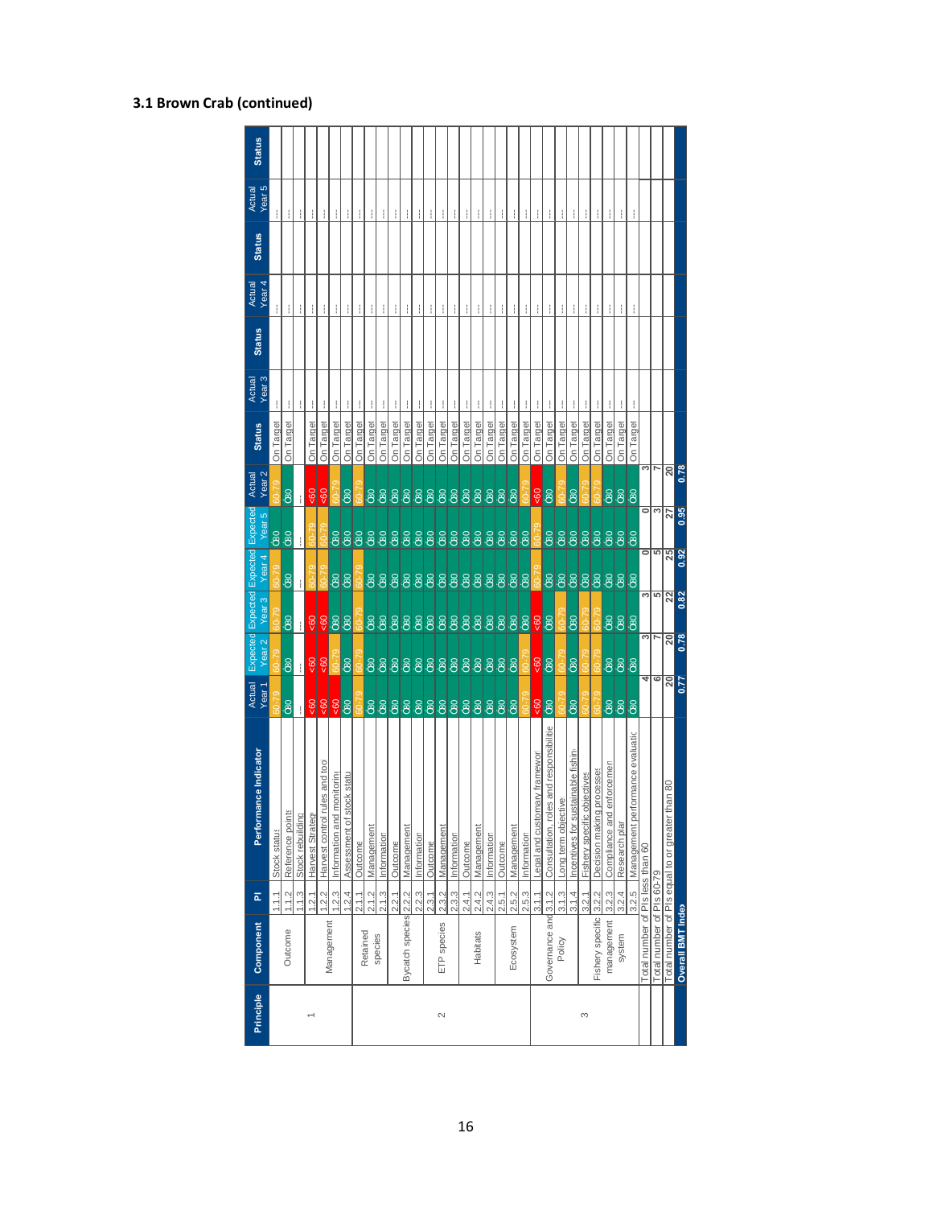### 3.1 Brown Crab (continued)

| Principle | Component | PI | Performance Indicator | Actual Year 1 | Expected Year 2 | Expected Year 3 | Expected Year 4 | Expected Year 5 | Actual Year 2 | Status | Actual Year 3 | Status | Actual Year 4 | Status | Actual Year 5 | Status |
|---|---|---|---|---|---|---|---|---|---|---|---|---|---|---|---|---|
| 1 | Outcome | 1.1.1 | Stock status | 60-79 | 60-79 | 60-79 | 60-79 | ≥80 | 60-79 | On Target | --- | | --- | | --- | |
| | | 1.1.2 | Reference points | ≥80 | ≥80 | ≥80 | ≥80 | ≥80 | ≥80 | On Target | --- | | --- | | --- | |
| | | 1.1.3 | Stock rebuilding | --- | --- | --- | --- | --- | --- | | --- | | --- | | --- | |
| | Management | 1.2.1 | Harvest Strategy | <60 | <60 | <60 | 60-79 | 60-79 | <60 | On Target | --- | | --- | | --- | |
| | | 1.2.2 | Harvest control rules and tools | <60 | <60 | <60 | 60-79 | 60-79 | <60 | On Target | --- | | --- | | --- | |
| | | 1.2.3 | Information and monitoring | <60 | 60-79 | ≥80 | ≥80 | ≥80 | 60-79 | On Target | --- | | --- | | --- | |
| | | 1.2.4 | Assessment of stock status | ≥80 | ≥80 | ≥80 | ≥80 | ≥80 | ≥80 | On Target | --- | | --- | | --- | |
| 2 | Retained species | 2.1.1 | Outcome | 60-79 | 60-79 | 60-79 | 60-79 | ≥80 | 60-79 | On Target | --- | | --- | | --- | |
| | | 2.1.2 | Management | ≥80 | ≥80 | ≥80 | ≥80 | ≥80 | ≥80 | On Target | --- | | --- | | --- | |
| | | 2.1.3 | Information | ≥80 | ≥80 | ≥80 | ≥80 | ≥80 | ≥80 | On Target | --- | | --- | | --- | |
| | Bycatch species | 2.2.1 | Outcome | ≥80 | ≥80 | ≥80 | ≥80 | ≥80 | ≥80 | On Target | --- | | --- | | --- | |
| | | 2.2.2 | Management | ≥80 | ≥80 | ≥80 | ≥80 | ≥80 | ≥80 | On Target | --- | | --- | | --- | |
| | | 2.2.3 | Information | ≥80 | ≥80 | ≥80 | ≥80 | ≥80 | ≥80 | On Target | --- | | --- | | --- | |
| | ETP species | 2.3.1 | Outcome | ≥80 | ≥80 | ≥80 | ≥80 | ≥80 | ≥80 | On Target | --- | | --- | | --- | |
| | | 2.3.2 | Management | ≥80 | ≥80 | ≥80 | ≥80 | ≥80 | ≥80 | On Target | --- | | --- | | --- | |
| | | 2.3.3 | Information | ≥80 | ≥80 | ≥80 | ≥80 | ≥80 | ≥80 | On Target | --- | | --- | | --- | |
| | Habitats | 2.4.1 | Outcome | ≥80 | ≥80 | ≥80 | ≥80 | ≥80 | ≥80 | On Target | --- | | --- | | --- | |
| | | 2.4.2 | Management | ≥80 | ≥80 | ≥80 | ≥80 | ≥80 | ≥80 | On Target | --- | | --- | | --- | |
| | | 2.4.3 | Information | ≥80 | ≥80 | ≥80 | ≥80 | ≥80 | ≥80 | On Target | --- | | --- | | --- | |
| | Ecosystem | 2.5.1 | Outcome | ≥80 | ≥80 | ≥80 | ≥80 | ≥80 | ≥80 | On Target | --- | | --- | | --- | |
| | | 2.5.2 | Management | ≥80 | ≥80 | ≥80 | ≥80 | ≥80 | ≥80 | On Target | --- | | --- | | --- | |
| | | 2.5.3 | Information | 60-79 | 60-79 | ≥80 | ≥80 | ≥80 | 60-79 | On Target | --- | | --- | | --- | |
| 3 | Governance and Policy | 3.1.1 | Legal and customary framework | <60 | <60 | <60 | 60-79 | 60-79 | <60 | On Target | --- | | --- | | --- | |
| | | 3.1.2 | Consultation, roles and responsibilities | ≥80 | ≥80 | ≥80 | ≥80 | ≥80 | ≥80 | On Target | --- | | --- | | --- | |
| | | 3.1.3 | Long term objectives | 60-79 | 60-79 | 60-79 | ≥80 | ≥80 | 60-79 | On Target | --- | | --- | | --- | |
| | | 3.1.4 | Incentives for sustainable fishing | ≥80 | ≥80 | ≥80 | ≥80 | ≥80 | ≥80 | On Target | --- | | --- | | --- | |
| | Fishery specific management system | 3.2.1 | Fishery specific objectives | 60-79 | 60-79 | 60-79 | ≥80 | ≥80 | 60-79 | On Target | --- | | --- | | --- | |
| | | 3.2.2 | Decision making processes | 60-79 | 60-79 | 60-79 | ≥80 | ≥80 | 60-79 | On Target | --- | | --- | | --- | |
| | | 3.2.3 | Compliance and enforcement | ≥80 | ≥80 | ≥80 | ≥80 | ≥80 | ≥80 | On Target | --- | | --- | | --- | |
| | | 3.2.4 | Research plan | ≥80 | ≥80 | ≥80 | ≥80 | ≥80 | ≥80 | On Target | --- | | --- | | --- | |
| | | 3.2.5 | Management performance evaluation | ≥80 | ≥80 | ≥80 | ≥80 | ≥80 | ≥80 | On Target | --- | | --- | | --- | |
| Total number of PIs less than 60 | | | | 4 | 3 | 3 | 0 | 0 | 3 | | | | | | | |
| Total number of PIs 60-79 | | | | 6 | 7 | 5 | 5 | 3 | 7 | | | | | | | |
| Total number of PIs equal to or greater than 80 | | | | 20 | 20 | 22 | 25 | 27 | 20 | | | | | | | |
| **Overall BMT Index** | | | | **0.77** | **0.78** | **0.82** | **0.92** | **0.95** | **0.78** | | | | | | | |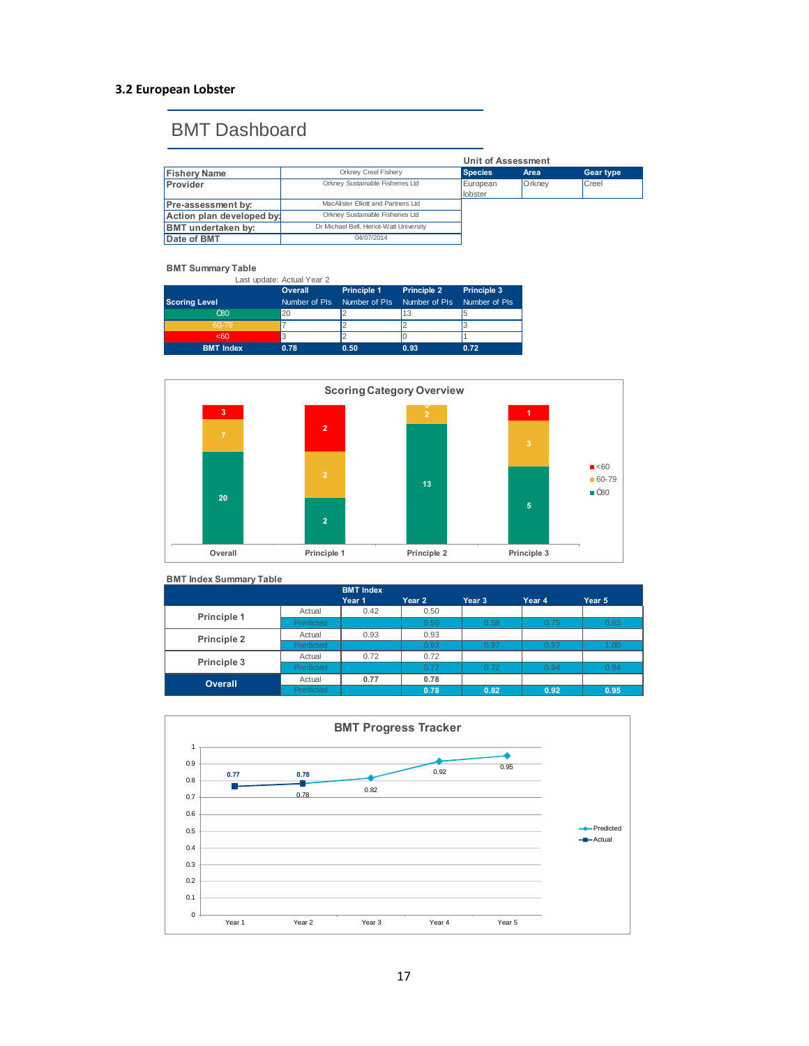## 3.2 European Lobster

# BMT Dashboard

| | | Unit of Assessment | | |
|---|---|---|---|---|
| **Fishery Name** | Orkney Creel Fishery | **Species** | **Area** | **Gear type** |
| **Provider** | Orkney Sustainable Fisheries Ltd | European lobster | Orkney | Creel |
| **Pre-assessment by:** | MacAlister Elliott and Partners Ltd | | | |
| **Action plan developed by:** | Orkney Sustainable Fisheries Ltd | | | |
| **BMT undertaken by:** | Dr Michael Bell, Heriot-Watt University | | | |
| **Date of BMT** | 04/07/2014 | | | |

**BMT Summary Table**

Last update: Actual Year 2

| Scoring Level | Overall<br>Number of PIs | Principle 1<br>Number of PIs | Principle 2<br>Number of PIs | Principle 3<br>Number of PIs |
|---|---|---|---|---|
| ≥80 | 20 | 2 | 13 | 5 |
| 60-79 | 7 | 2 | 2 | 3 |
| <60 | 3 | 2 | 0 | 1 |
| **BMT Index** | **0.78** | **0.50** | **0.93** | **0.72** |

**Scoring Category Overview**

| | Overall | Principle 1 | Principle 2 | Principle 3 |
|---|---|---|---|---|
| <60 | 3 | 2 | 0 | 1 |
| 60-79 | 7 | 2 | 2 | 3 |
| ≥80 | 20 | 2 | 13 | 5 |

**BMT Index Summary Table**

| | | BMT Index<br>Year 1 | Year 2 | Year 3 | Year 4 | Year 5 |
|---|---|---|---|---|---|---|
| Principle 1 | Actual | 0.42 | 0.50 | | | |
| | Predicted | | 0.50 | 0.58 | 0.75 | 0.83 |
| Principle 2 | Actual | 0.93 | 0.93 | | | |
| | Predicted | | 0.93 | 0.97 | 0.97 | 1.00 |
| Principle 3 | Actual | 0.72 | 0.72 | | | |
| | Predicted | | 0.72 | 0.72 | 0.94 | 0.94 |
| **Overall** | Actual | **0.77** | **0.78** | | | |
| | Predicted | | **0.78** | **0.82** | **0.92** | **0.95** |

**BMT Progress Tracker**

| | Year 1 | Year 2 | Year 3 | Year 4 | Year 5 |
|---|---|---|---|---|---|
| Predicted | | 0.78 | 0.82 | 0.92 | 0.95 |
| Actual | 0.77 | 0.78 | | | |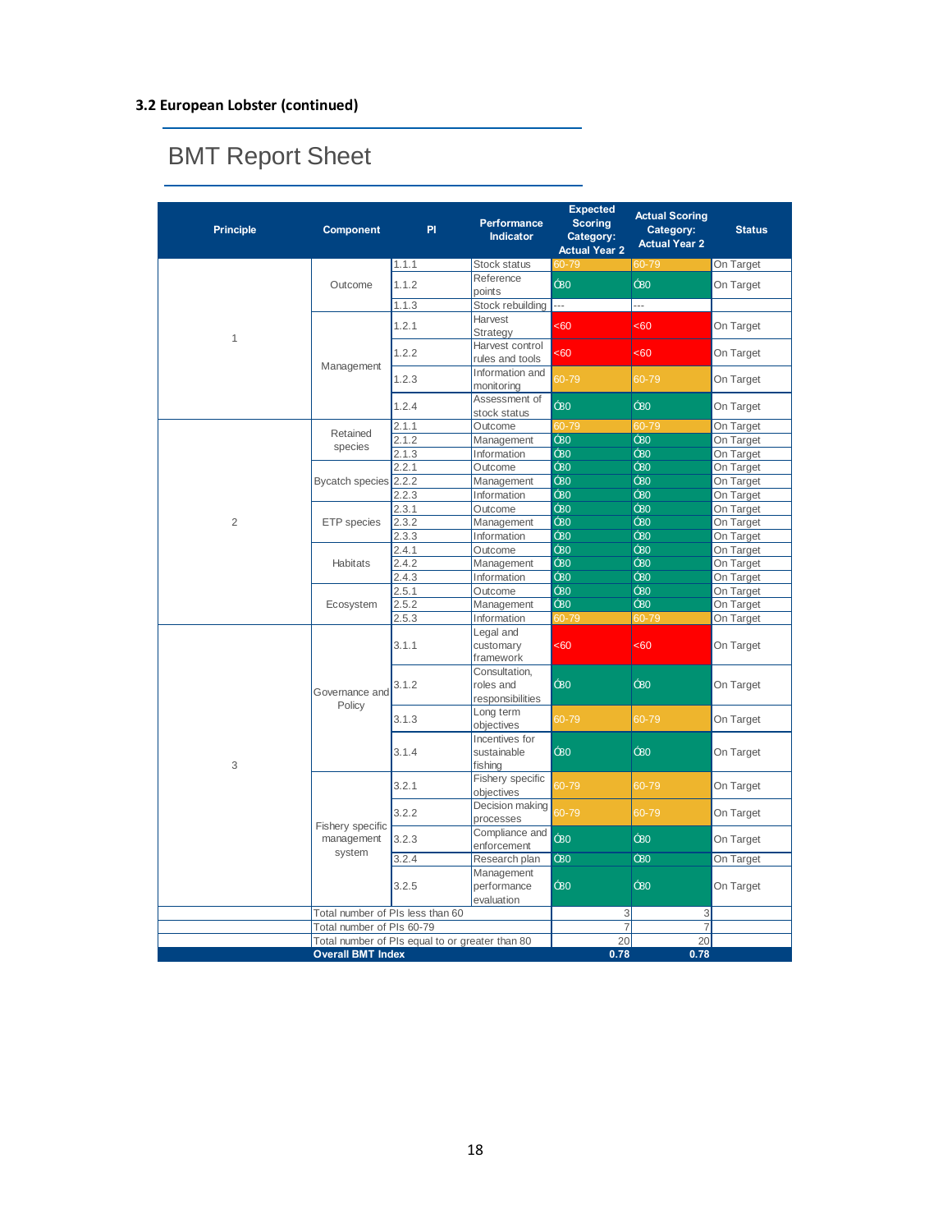### 3.2 European Lobster (continued)

## BMT Report Sheet

| Principle | Component | PI | Performance Indicator | Expected Scoring Category: Actual Year 2 | Actual Scoring Category: Actual Year 2 | Status |
|---|---|---|---|---|---|---|
| 1 | Outcome | 1.1.1 | Stock status | 60-79 | 60-79 | On Target |
| | | 1.1.2 | Reference points | ≥80 | ≥80 | On Target |
| | | 1.1.3 | Stock rebuilding | --- | --- | |
| | Management | 1.2.1 | Harvest Strategy | <60 | <60 | On Target |
| | | 1.2.2 | Harvest control rules and tools | <60 | <60 | On Target |
| | | 1.2.3 | Information and monitoring | 60-79 | 60-79 | On Target |
| | | 1.2.4 | Assessment of stock status | ≥80 | ≥80 | On Target |
| 2 | Retained species | 2.1.1 | Outcome | 60-79 | 60-79 | On Target |
| | | 2.1.2 | Management | ≥80 | ≥80 | On Target |
| | | 2.1.3 | Information | ≥80 | ≥80 | On Target |
| | Bycatch species | 2.2.1 | Outcome | ≥80 | ≥80 | On Target |
| | | 2.2.2 | Management | ≥80 | ≥80 | On Target |
| | | 2.2.3 | Information | ≥80 | ≥80 | On Target |
| | ETP species | 2.3.1 | Outcome | ≥80 | ≥80 | On Target |
| | | 2.3.2 | Management | ≥80 | ≥80 | On Target |
| | | 2.3.3 | Information | ≥80 | ≥80 | On Target |
| | Habitats | 2.4.1 | Outcome | ≥80 | ≥80 | On Target |
| | | 2.4.2 | Management | ≥80 | ≥80 | On Target |
| | | 2.4.3 | Information | ≥80 | ≥80 | On Target |
| | Ecosystem | 2.5.1 | Outcome | ≥80 | ≥80 | On Target |
| | | 2.5.2 | Management | ≥80 | ≥80 | On Target |
| | | 2.5.3 | Information | 60-79 | 60-79 | On Target |
| 3 | Governance and Policy | 3.1.1 | Legal and customary framework | <60 | <60 | On Target |
| | | 3.1.2 | Consultation, roles and responsibilities | ≥80 | ≥80 | On Target |
| | | 3.1.3 | Long term objectives | 60-79 | 60-79 | On Target |
| | | 3.1.4 | Incentives for sustainable fishing | ≥80 | ≥80 | On Target |
| | Fishery specific management system | 3.2.1 | Fishery specific objectives | 60-79 | 60-79 | On Target |
| | | 3.2.2 | Decision making processes | 60-79 | 60-79 | On Target |
| | | 3.2.3 | Compliance and enforcement | ≥80 | ≥80 | On Target |
| | | 3.2.4 | Research plan | ≥80 | ≥80 | On Target |
| | | 3.2.5 | Management performance evaluation | ≥80 | ≥80 | On Target |
| | Total number of PIs less than 60 | | | 3 | 3 | |
| | Total number of PIs 60-79 | | | 7 | 7 | |
| | Total number of PIs equal to or greater than 80 | | | 20 | 20 | |
| | **Overall BMT Index** | | | **0.78** | **0.78** | |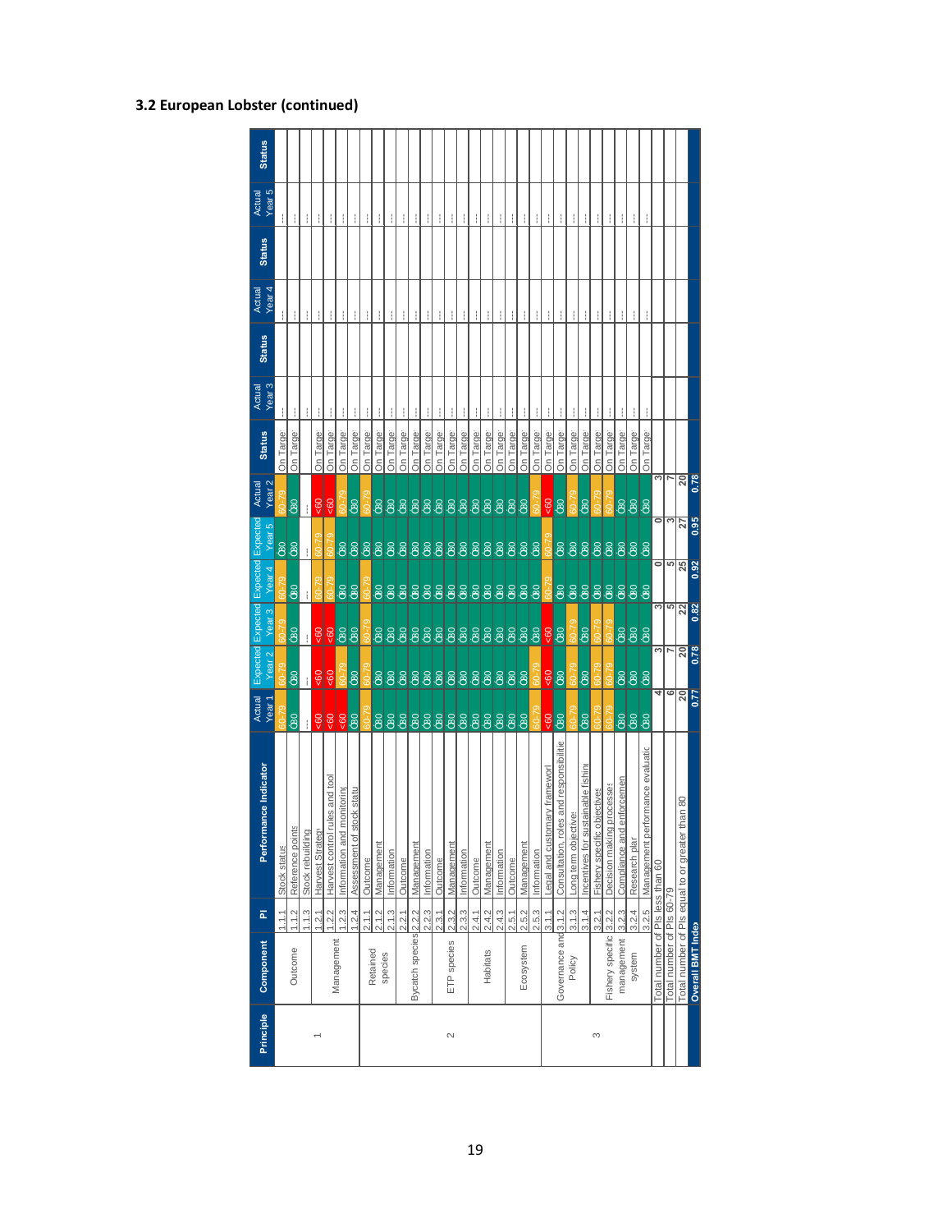## 3.2 European Lobster (continued)

| Principle | Component | PI | Performance Indicator | Actual Year 1 | Expected Year 2 | Expected Year 3 | Expected Year 4 | Expected Year 5 | Actual Year 2 | Status | Actual Year 3 | Status | Actual Year 4 | Status | Actual Year 5 | Status |
|---|---|---|---|---|---|---|---|---|---|---|---|---|---|---|---|---|
| 1 | Outcome | 1.1.1 | Stock status | 60-79 | 60-79 | 60-79 | 60-79 | ≥80 | 60-79 | On Target | --- | | --- | | --- | |
| | | 1.1.2 | Reference points | ≥80 | ≥80 | ≥80 | ≥80 | ≥80 | ≥80 | On Target | --- | | --- | | --- | |
| | | 1.1.3 | Stock rebuilding | --- | --- | --- | --- | --- | --- | | --- | | --- | | --- | |
| | Management | 1.2.1 | Harvest Strategy | <60 | <60 | <60 | 60-79 | 60-79 | <60 | On Target | --- | | --- | | --- | |
| | | 1.2.2 | Harvest control rules and tools | <60 | <60 | <60 | 60-79 | 60-79 | <60 | On Target | --- | | --- | | --- | |
| | | 1.2.3 | Information and monitoring | <60 | 60-79 | ≥80 | ≥80 | ≥80 | 60-79 | On Target | --- | | --- | | --- | |
| | | 1.2.4 | Assessment of stock status | ≥80 | ≥80 | ≥80 | ≥80 | ≥80 | ≥80 | On Target | --- | | --- | | --- | |
| 2 | Retained species | 2.1.1 | Outcome | 60-79 | 60-79 | 60-79 | 60-79 | ≥80 | 60-79 | On Target | --- | | --- | | --- | |
| | | 2.1.2 | Management | ≥80 | ≥80 | ≥80 | ≥80 | ≥80 | ≥80 | On Target | --- | | --- | | --- | |
| | | 2.1.3 | Information | ≥80 | ≥80 | ≥80 | ≥80 | ≥80 | ≥80 | On Target | --- | | --- | | --- | |
| | Bycatch species | 2.2.1 | Outcome | ≥80 | ≥80 | ≥80 | ≥80 | ≥80 | ≥80 | On Target | --- | | --- | | --- | |
| | | 2.2.2 | Management | ≥80 | ≥80 | ≥80 | ≥80 | ≥80 | ≥80 | On Target | --- | | --- | | --- | |
| | | 2.2.3 | Information | ≥80 | ≥80 | ≥80 | ≥80 | ≥80 | ≥80 | On Target | --- | | --- | | --- | |
| | ETP species | 2.3.1 | Outcome | ≥80 | ≥80 | ≥80 | ≥80 | ≥80 | ≥80 | On Target | --- | | --- | | --- | |
| | | 2.3.2 | Management | ≥80 | ≥80 | ≥80 | ≥80 | ≥80 | ≥80 | On Target | --- | | --- | | --- | |
| | | 2.3.3 | Information | ≥80 | ≥80 | ≥80 | ≥80 | ≥80 | ≥80 | On Target | --- | | --- | | --- | |
| | Habitats | 2.4.1 | Outcome | ≥80 | ≥80 | ≥80 | ≥80 | ≥80 | ≥80 | On Target | --- | | --- | | --- | |
| | | 2.4.2 | Management | ≥80 | ≥80 | ≥80 | ≥80 | ≥80 | ≥80 | On Target | --- | | --- | | --- | |
| | | 2.4.3 | Information | ≥80 | ≥80 | ≥80 | ≥80 | ≥80 | ≥80 | On Target | --- | | --- | | --- | |
| | Ecosystem | 2.5.1 | Outcome | ≥80 | ≥80 | ≥80 | ≥80 | ≥80 | ≥80 | On Target | --- | | --- | | --- | |
| | | 2.5.2 | Management | ≥80 | ≥80 | ≥80 | ≥80 | ≥80 | ≥80 | On Target | --- | | --- | | --- | |
| | | 2.5.3 | Information | 60-79 | 60-79 | ≥80 | ≥80 | ≥80 | 60-79 | On Target | --- | | --- | | --- | |
| 3 | Governance and Policy | 3.1.1 | Legal and customary framework | <60 | <60 | <60 | 60-79 | 60-79 | <60 | On Target | --- | | --- | | --- | |
| | | 3.1.2 | Consultation, roles and responsibilities | ≥80 | ≥80 | ≥80 | ≥80 | ≥80 | ≥80 | On Target | --- | | --- | | --- | |
| | | 3.1.3 | Long term objectives | 60-79 | 60-79 | 60-79 | ≥80 | ≥80 | 60-79 | On Target | --- | | --- | | --- | |
| | | 3.1.4 | Incentives for sustainable fishing | ≥80 | ≥80 | ≥80 | ≥80 | ≥80 | ≥80 | On Target | --- | | --- | | --- | |
| | Fishery specific management system | 3.2.1 | Fishery specific objectives | 60-79 | 60-79 | 60-79 | ≥80 | ≥80 | 60-79 | On Target | --- | | --- | | --- | |
| | | 3.2.2 | Decision making processes | 60-79 | 60-79 | 60-79 | ≥80 | ≥80 | 60-79 | On Target | --- | | --- | | --- | |
| | | 3.2.3 | Compliance and enforcement | ≥80 | ≥80 | ≥80 | ≥80 | ≥80 | ≥80 | On Target | --- | | --- | | --- | |
| | | 3.2.4 | Research plan | ≥80 | ≥80 | ≥80 | ≥80 | ≥80 | ≥80 | On Target | --- | | --- | | --- | |
| | | 3.2.5 | Management performance evaluation | ≥80 | ≥80 | ≥80 | ≥80 | ≥80 | ≥80 | On Target | --- | | --- | | --- | |
| Total number of PIs less than 60 | | | | 4 | 3 | 3 | 0 | 0 | 3 | | | | | | | |
| Total number of PIs 60-79 | | | | 6 | 7 | 5 | 5 | 3 | 7 | | | | | | | |
| Total number of PIs equal to or greater than 80 | | | | 20 | 20 | 22 | 25 | 27 | 20 | | | | | | | |
| **Overall BMT Index** | | | | **0.77** | **0.78** | **0.82** | **0.92** | **0.95** | **0.78** | | | | | | | |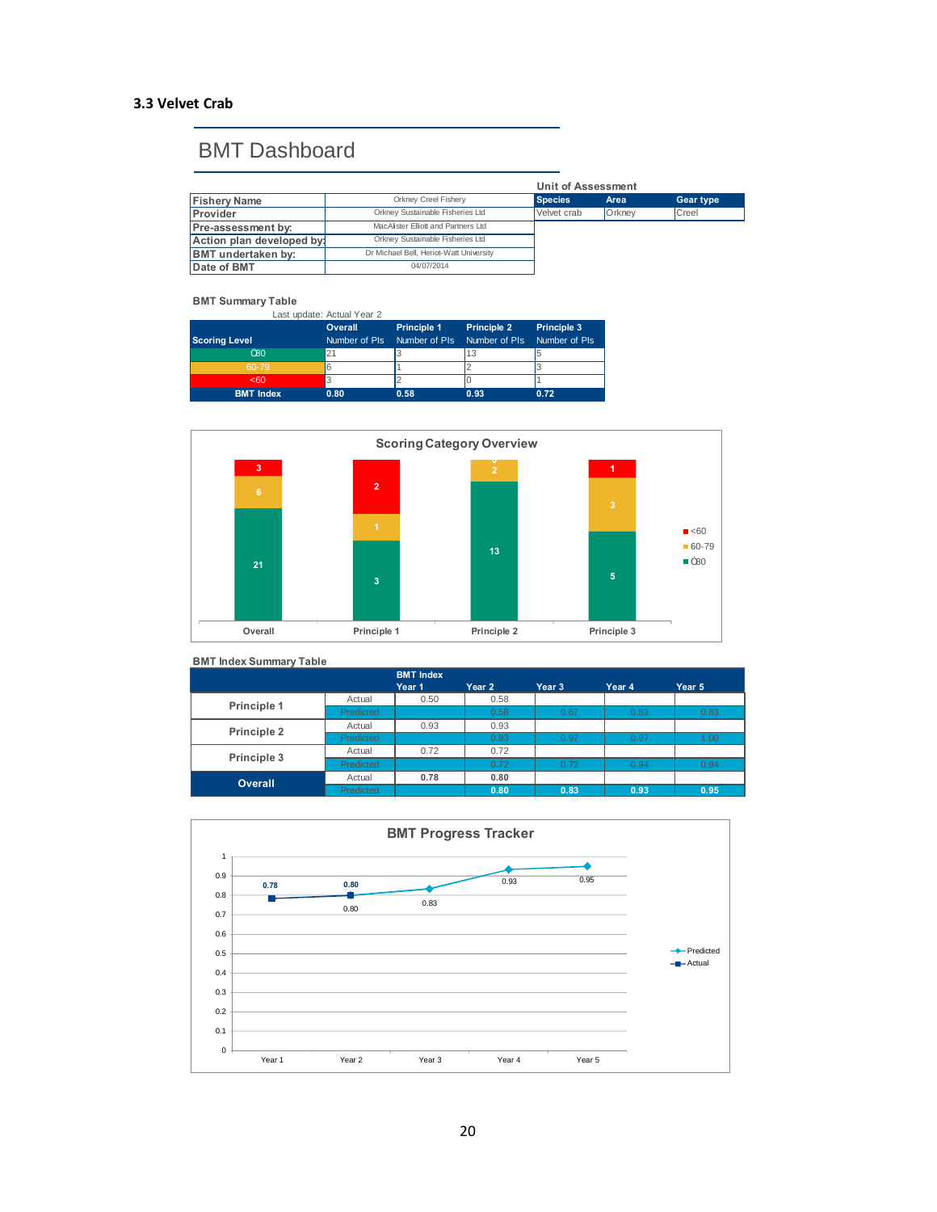### 3.3 Velvet Crab

## BMT Dashboard

| Fishery Name | Orkney Creel Fishery |
|---|---|
| Provider | Orkney Sustainable Fisheries Ltd |
| Pre-assessment by: | MacAlister Elliott and Partners Ltd |
| Action plan developed by: | Orkney Sustainable Fisheries Ltd |
| BMT undertaken by: | Dr Michael Bell, Heriot-Watt University |
| Date of BMT | 04/07/2014 |

Unit of Assessment

| Species | Area | Gear type |
|---|---|---|
| Velvet crab | Orkney | Creel |

**BMT Summary Table**

Last update: Actual Year 2

| Scoring Level | Overall Number of PIs | Principle 1 Number of PIs | Principle 2 Number of PIs | Principle 3 Number of PIs |
|---|---|---|---|---|
| ≥80 | 21 | 3 | 13 | 5 |
| 60-79 | 6 | 1 | 2 | 3 |
| <60 | 3 | 2 | 0 | 1 |
| BMT Index | 0.80 | 0.58 | 0.93 | 0.72 |

**Scoring Category Overview**

| | Overall | Principle 1 | Principle 2 | Principle 3 |
|---|---|---|---|---|
| <60 | 3 | 2 | 0 | 1 |
| 60-79 | 6 | 1 | 2 | 3 |
| ≥80 | 21 | 3 | 13 | 5 |

**BMT Index Summary Table**

| | | BMT Index Year 1 | Year 2 | Year 3 | Year 4 | Year 5 |
|---|---|---|---|---|---|---|
| Principle 1 | Actual | 0.50 | 0.58 | | | |
| | Predicted | | 0.58 | 0.67 | 0.83 | 0.83 |
| Principle 2 | Actual | 0.93 | 0.93 | | | |
| | Predicted | | 0.93 | 0.97 | 0.97 | 1.00 |
| Principle 3 | Actual | 0.72 | 0.72 | | | |
| | Predicted | | 0.72 | 0.72 | 0.94 | 0.94 |
| Overall | Actual | 0.78 | 0.80 | | | |
| | Predicted | | 0.80 | 0.83 | 0.93 | 0.95 |

**BMT Progress Tracker**

| | Year 1 | Year 2 | Year 3 | Year 4 | Year 5 |
|---|---|---|---|---|---|
| Predicted | | 0.80 | 0.83 | 0.93 | 0.95 |
| Actual | 0.78 | 0.80 | | | |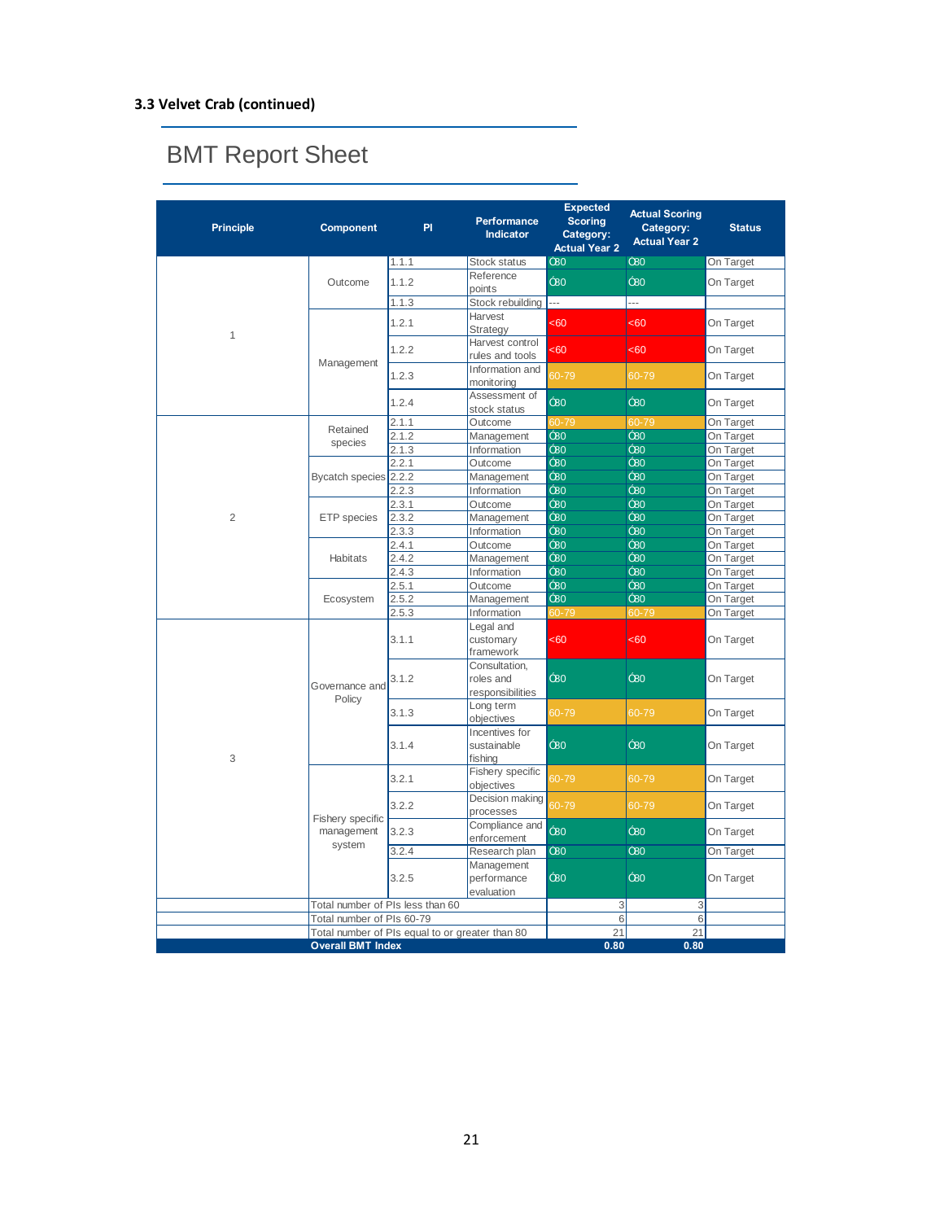### 3.3 Velvet Crab (continued)

## BMT Report Sheet

| Principle | Component | PI | Performance Indicator | Expected Scoring Category: Actual Year 2 | Actual Scoring Category: Actual Year 2 | Status |
|---|---|---|---|---|---|---|
| 1 | Outcome | 1.1.1 | Stock status | Ó80 | Ó80 | On Target |
| | | 1.1.2 | Reference points | Ó80 | Ó80 | On Target |
| | | 1.1.3 | Stock rebuilding | --- | --- | |
| | Management | 1.2.1 | Harvest Strategy | <60 | <60 | On Target |
| | | 1.2.2 | Harvest control rules and tools | <60 | <60 | On Target |
| | | 1.2.3 | Information and monitoring | 60-79 | 60-79 | On Target |
| | | 1.2.4 | Assessment of stock status | Ó80 | Ó80 | On Target |
| 2 | Retained species | 2.1.1 | Outcome | 60-79 | 60-79 | On Target |
| | | 2.1.2 | Management | Ó80 | Ó80 | On Target |
| | | 2.1.3 | Information | Ó80 | Ó80 | On Target |
| | Bycatch species | 2.2.1 | Outcome | Ó80 | Ó80 | On Target |
| | | 2.2.2 | Management | Ó80 | Ó80 | On Target |
| | | 2.2.3 | Information | Ó80 | Ó80 | On Target |
| | ETP species | 2.3.1 | Outcome | Ó80 | Ó80 | On Target |
| | | 2.3.2 | Management | Ó80 | Ó80 | On Target |
| | | 2.3.3 | Information | Ó80 | Ó80 | On Target |
| | Habitats | 2.4.1 | Outcome | Ó80 | Ó80 | On Target |
| | | 2.4.2 | Management | Ó80 | Ó80 | On Target |
| | | 2.4.3 | Information | Ó80 | Ó80 | On Target |
| | Ecosystem | 2.5.1 | Outcome | Ó80 | Ó80 | On Target |
| | | 2.5.2 | Management | Ó80 | Ó80 | On Target |
| | | 2.5.3 | Information | 60-79 | 60-79 | On Target |
| 3 | Governance and Policy | 3.1.1 | Legal and customary framework | <60 | <60 | On Target |
| | | 3.1.2 | Consultation, roles and responsibilities | Ó80 | Ó80 | On Target |
| | | 3.1.3 | Long term objectives | 60-79 | 60-79 | On Target |
| | | 3.1.4 | Incentives for sustainable fishing | Ó80 | Ó80 | On Target |
| | Fishery specific management system | 3.2.1 | Fishery specific objectives | 60-79 | 60-79 | On Target |
| | | 3.2.2 | Decision making processes | 60-79 | 60-79 | On Target |
| | | 3.2.3 | Compliance and enforcement | Ó80 | Ó80 | On Target |
| | | 3.2.4 | Research plan | Ó80 | Ó80 | On Target |
| | | 3.2.5 | Management performance evaluation | Ó80 | Ó80 | On Target |
| | Total number of PIs less than 60 | | | 3 | 3 | |
| | Total number of PIs 60-79 | | | 6 | 6 | |
| | Total number of PIs equal to or greater than 80 | | | 21 | 21 | |
| | **Overall BMT Index** | | | **0.80** | **0.80** | |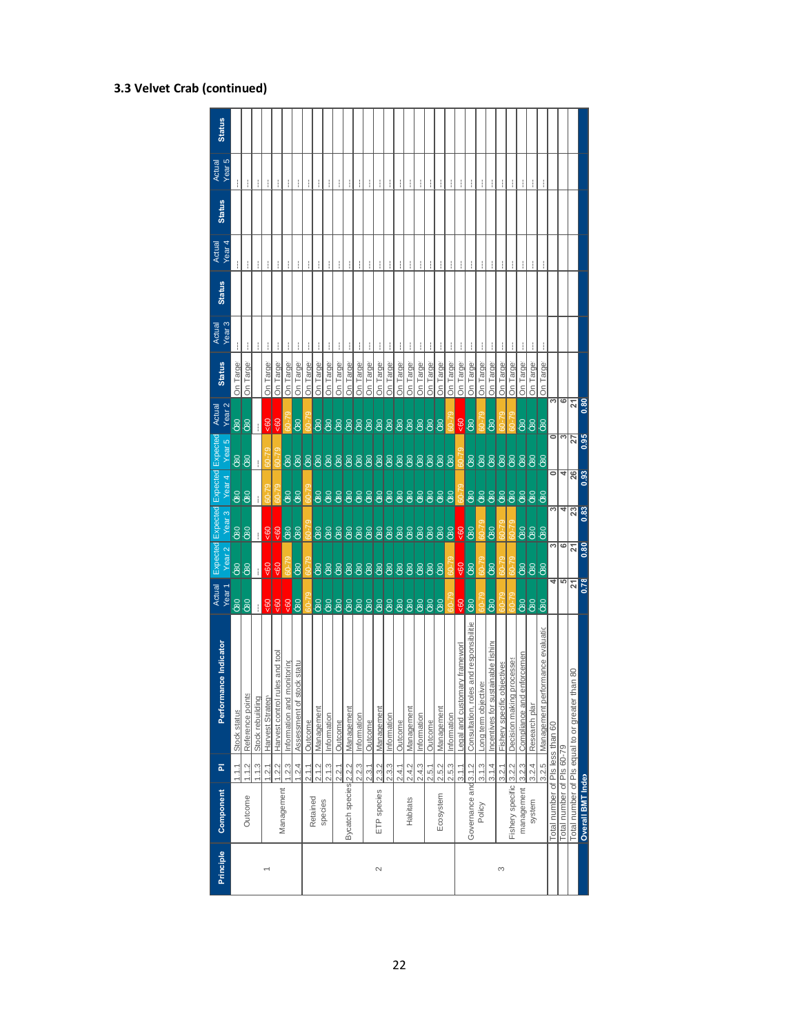### 3.3 Velvet Crab (continued)

| Principle | Component | PI | Performance Indicator | Actual Year 1 | Expected Year 2 | Expected Year 3 | Expected Year 4 | Expected Year 5 | Actual Year 2 | Status | Actual Year 3 | Status | Actual Year 4 | Status | Actual Year 5 | Status |
|---|---|---|---|---|---|---|---|---|---|---|---|---|---|---|---|---|
| 1 | Outcome | 1.1.1 | Stock status | ≥80 | ≥80 | ≥80 | ≥80 | ≥80 | ≥80 | On Target | --- | | --- | | --- | |
| | | 1.1.2 | Reference points | ≥80 | ≥80 | ≥80 | ≥80 | ≥80 | ≥80 | On Target | --- | | --- | | --- | |
| | | 1.1.3 | Stock rebuilding | --- | --- | --- | --- | --- | --- | | --- | | --- | | --- | |
| | Management | 1.2.1 | Harvest Strategy | <60 | <60 | <60 | 60-79 | 60-79 | <60 | On Target | --- | | --- | | --- | |
| | | 1.2.2 | Harvest control rules and tools | <60 | <60 | <60 | 60-79 | 60-79 | <60 | On Target | --- | | --- | | --- | |
| | | 1.2.3 | Information and monitoring | <60 | 60-79 | ≥80 | ≥80 | ≥80 | 60-79 | On Target | --- | | --- | | --- | |
| | | 1.2.4 | Assessment of stock status | ≥80 | ≥80 | ≥80 | ≥80 | ≥80 | ≥80 | On Target | --- | | --- | | --- | |
| 2 | Retained species | 2.1.1 | Outcome | 60-79 | 60-79 | 60-79 | 60-79 | ≥80 | 60-79 | On Target | --- | | --- | | --- | |
| | | 2.1.2 | Management | ≥80 | ≥80 | ≥80 | ≥80 | ≥80 | ≥80 | On Target | --- | | --- | | --- | |
| | | 2.1.3 | Information | ≥80 | ≥80 | ≥80 | ≥80 | ≥80 | ≥80 | On Target | --- | | --- | | --- | |
| | Bycatch species | 2.2.1 | Outcome | ≥80 | ≥80 | ≥80 | ≥80 | ≥80 | ≥80 | On Target | --- | | --- | | --- | |
| | | 2.2.2 | Management | ≥80 | ≥80 | ≥80 | ≥80 | ≥80 | ≥80 | On Target | --- | | --- | | --- | |
| | | 2.2.3 | Information | ≥80 | ≥80 | ≥80 | ≥80 | ≥80 | ≥80 | On Target | --- | | --- | | --- | |
| | ETP species | 2.3.1 | Outcome | ≥80 | ≥80 | ≥80 | ≥80 | ≥80 | ≥80 | On Target | --- | | --- | | --- | |
| | | 2.3.2 | Management | ≥80 | ≥80 | ≥80 | ≥80 | ≥80 | ≥80 | On Target | --- | | --- | | --- | |
| | | 2.3.3 | Information | ≥80 | ≥80 | ≥80 | ≥80 | ≥80 | ≥80 | On Target | --- | | --- | | --- | |
| | Habitats | 2.4.1 | Outcome | ≥80 | ≥80 | ≥80 | ≥80 | ≥80 | ≥80 | On Target | --- | | --- | | --- | |
| | | 2.4.2 | Management | ≥80 | ≥80 | ≥80 | ≥80 | ≥80 | ≥80 | On Target | --- | | --- | | --- | |
| | | 2.4.3 | Information | ≥80 | ≥80 | ≥80 | ≥80 | ≥80 | ≥80 | On Target | --- | | --- | | --- | |
| | Ecosystem | 2.5.1 | Outcome | ≥80 | ≥80 | ≥80 | ≥80 | ≥80 | ≥80 | On Target | --- | | --- | | --- | |
| | | 2.5.2 | Management | ≥80 | ≥80 | ≥80 | ≥80 | ≥80 | ≥80 | On Target | --- | | --- | | --- | |
| | | 2.5.3 | Information | 60-79 | 60-79 | ≥80 | ≥80 | ≥80 | 60-79 | On Target | --- | | --- | | --- | |
| 3 | Governance and Policy | 3.1.1 | Legal and customary framework | <60 | <60 | <60 | 60-79 | 60-79 | <60 | On Target | --- | | --- | | --- | |
| | | 3.1.2 | Consultation, roles and responsibilities | ≥80 | ≥80 | ≥80 | ≥80 | ≥80 | ≥80 | On Target | --- | | --- | | --- | |
| | | 3.1.3 | Long term objectives | 60-79 | 60-79 | 60-79 | ≥80 | ≥80 | 60-79 | On Target | --- | | --- | | --- | |
| | | 3.1.4 | Incentives for sustainable fishing | ≥80 | ≥80 | ≥80 | ≥80 | ≥80 | ≥80 | On Target | --- | | --- | | --- | |
| | Fishery specific management system | 3.2.1 | Fishery specific objectives | 60-79 | 60-79 | 60-79 | ≥80 | ≥80 | 60-79 | On Target | --- | | --- | | --- | |
| | | 3.2.2 | Decision making processes | 60-79 | 60-79 | 60-79 | ≥80 | ≥80 | 60-79 | On Target | --- | | --- | | --- | |
| | | 3.2.3 | Compliance and enforcement | ≥80 | ≥80 | ≥80 | ≥80 | ≥80 | ≥80 | On Target | --- | | --- | | --- | |
| | | 3.2.4 | Research plan | ≥80 | ≥80 | ≥80 | ≥80 | ≥80 | ≥80 | On Target | --- | | --- | | --- | |
| | | 3.2.5 | Management performance evaluation | ≥80 | ≥80 | ≥80 | ≥80 | ≥80 | ≥80 | On Target | --- | | --- | | --- | |
| Total number of PIs less than 60 | | | | 4 | 3 | 3 | 0 | 0 | 3 | | | | | | | |
| Total number of PIs 60-79 | | | | 5 | 6 | 4 | 4 | 3 | 6 | | | | | | | |
| Total number of PIs equal to or greater than 80 | | | | 21 | 21 | 23 | 26 | 27 | 21 | | | | | | | |
| **Overall BMT Index** | | | | 0.78 | 0.80 | 0.83 | 0.93 | 0.95 | 0.80 | | | | | | | |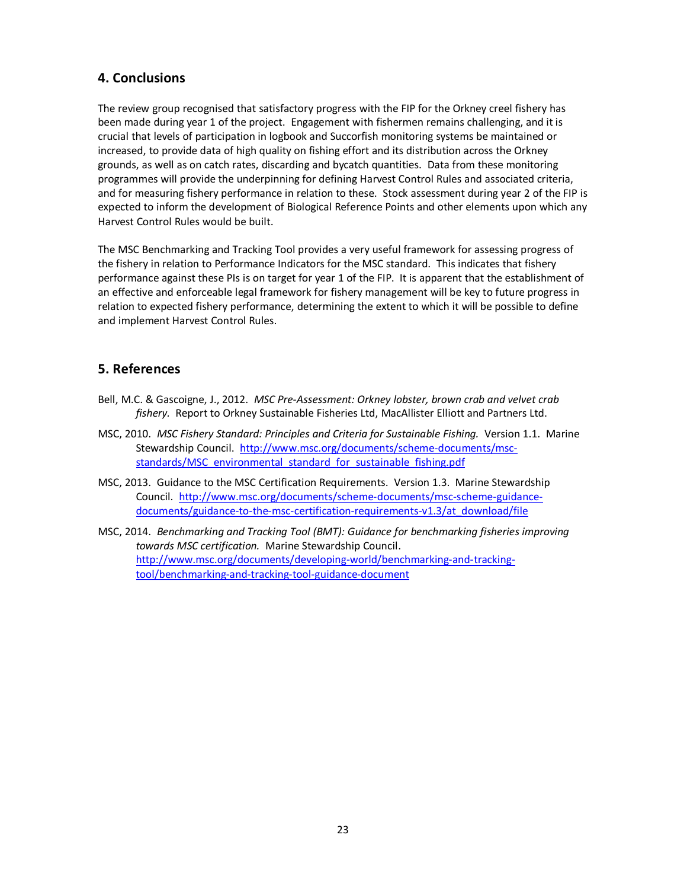## 4. Conclusions

The review group recognised that satisfactory progress with the FIP for the Orkney creel fishery has been made during year 1 of the project. Engagement with fishermen remains challenging, and it is crucial that levels of participation in logbook and Succorfish monitoring systems be maintained or increased, to provide data of high quality on fishing effort and its distribution across the Orkney grounds, as well as on catch rates, discarding and bycatch quantities. Data from these monitoring programmes will provide the underpinning for defining Harvest Control Rules and associated criteria, and for measuring fishery performance in relation to these. Stock assessment during year 2 of the FIP is expected to inform the development of Biological Reference Points and other elements upon which any Harvest Control Rules would be built.

The MSC Benchmarking and Tracking Tool provides a very useful framework for assessing progress of the fishery in relation to Performance Indicators for the MSC standard. This indicates that fishery performance against these PIs is on target for year 1 of the FIP. It is apparent that the establishment of an effective and enforceable legal framework for fishery management will be key to future progress in relation to expected fishery performance, determining the extent to which it will be possible to define and implement Harvest Control Rules.

## 5. References

Bell, M.C. & Gascoigne, J., 2012. *MSC Pre-Assessment: Orkney lobster, brown crab and velvet crab fishery.* Report to Orkney Sustainable Fisheries Ltd, MacAllister Elliott and Partners Ltd.

MSC, 2010. *MSC Fishery Standard: Principles and Criteria for Sustainable Fishing.* Version 1.1. Marine Stewardship Council. http://www.msc.org/documents/scheme-documents/msc-standards/MSC_environmental_standard_for_sustainable_fishing.pdf

MSC, 2013. Guidance to the MSC Certification Requirements. Version 1.3. Marine Stewardship Council. http://www.msc.org/documents/scheme-documents/msc-scheme-guidance-documents/guidance-to-the-msc-certification-requirements-v1.3/at_download/file

MSC, 2014. *Benchmarking and Tracking Tool (BMT): Guidance for benchmarking fisheries improving towards MSC certification.* Marine Stewardship Council. http://www.msc.org/documents/developing-world/benchmarking-and-tracking-tool/benchmarking-and-tracking-tool-guidance-document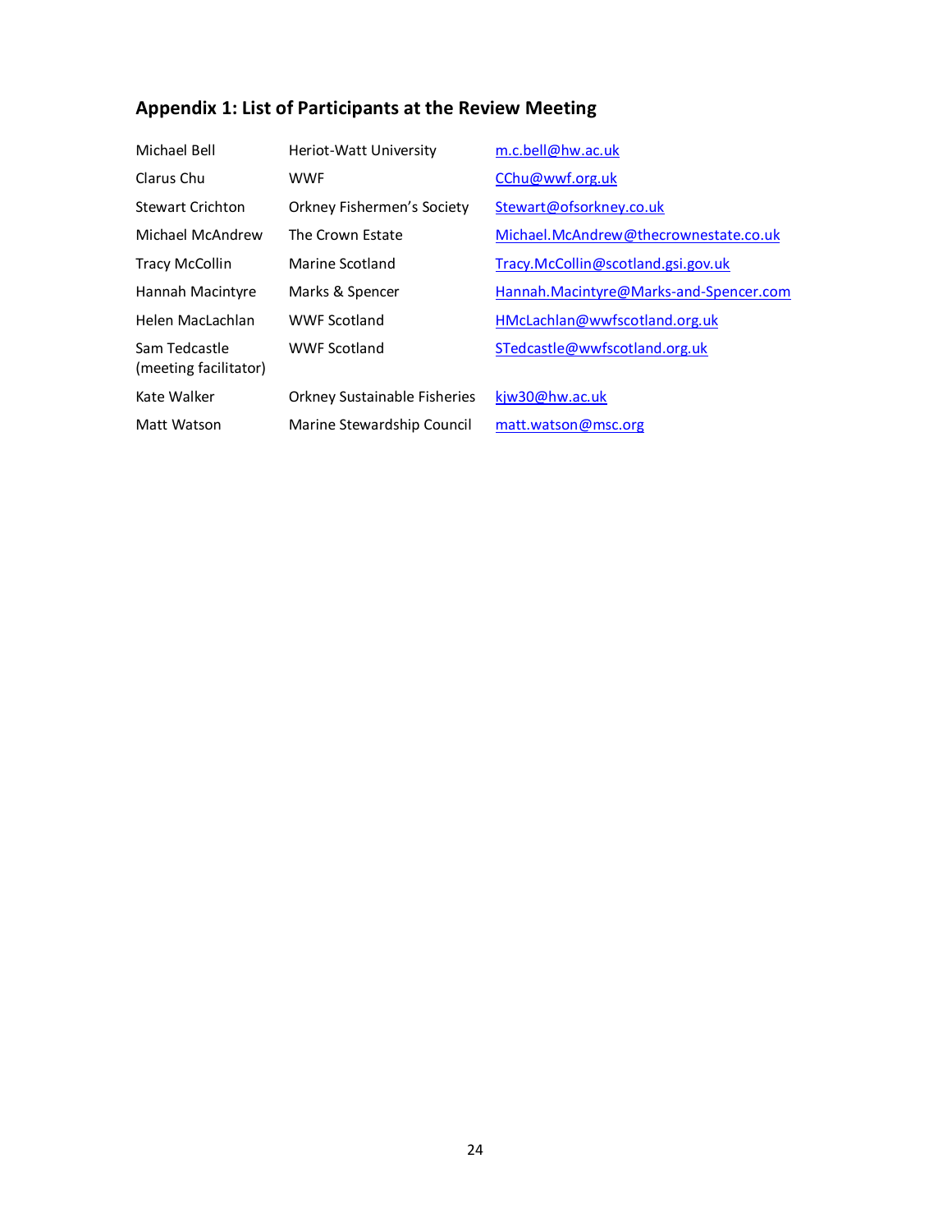## Appendix 1: List of Participants at the Review Meeting

| | | |
|---|---|---|
| Michael Bell | Heriot-Watt University | m.c.bell@hw.ac.uk |
| Clarus Chu | WWF | CChu@wwf.org.uk |
| Stewart Crichton | Orkney Fishermen's Society | Stewart@ofsorkney.co.uk |
| Michael McAndrew | The Crown Estate | Michael.McAndrew@thecrownestate.co.uk |
| Tracy McCollin | Marine Scotland | Tracy.McCollin@scotland.gsi.gov.uk |
| Hannah Macintyre | Marks & Spencer | Hannah.Macintyre@Marks-and-Spencer.com |
| Helen MacLachlan | WWF Scotland | HMcLachlan@wwfscotland.org.uk |
| Sam Tedcastle (meeting facilitator) | WWF Scotland | STedcastle@wwfscotland.org.uk |
| Kate Walker | Orkney Sustainable Fisheries | kjw30@hw.ac.uk |
| Matt Watson | Marine Stewardship Council | matt.watson@msc.org |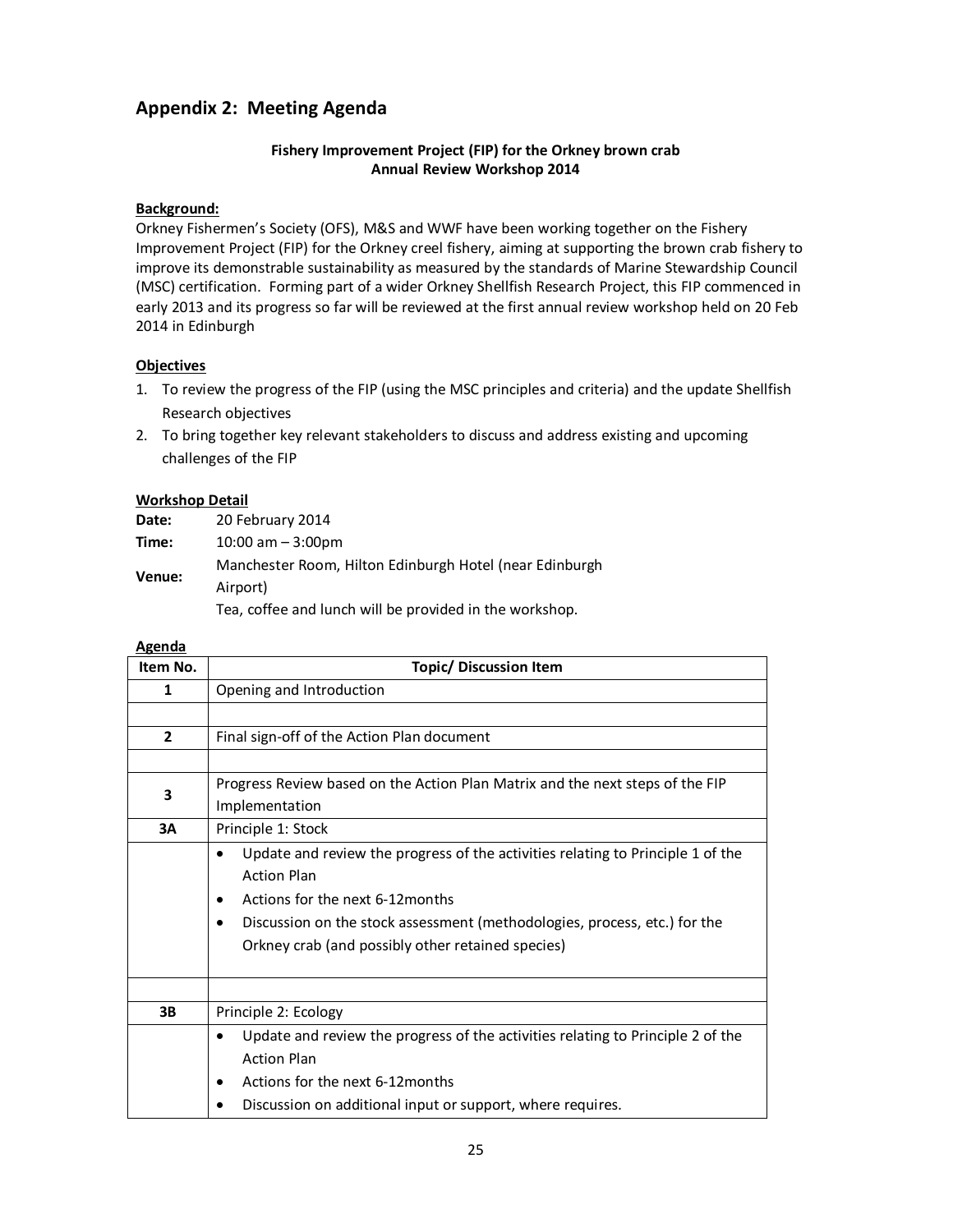## Appendix 2: Meeting Agenda

**Fishery Improvement Project (FIP) for the Orkney brown crab**
**Annual Review Workshop 2014**

**Background:**

Orkney Fishermen's Society (OFS), M&S and WWF have been working together on the Fishery Improvement Project (FIP) for the Orkney creel fishery, aiming at supporting the brown crab fishery to improve its demonstrable sustainability as measured by the standards of Marine Stewardship Council (MSC) certification. Forming part of a wider Orkney Shellfish Research Project, this FIP commenced in early 2013 and its progress so far will be reviewed at the first annual review workshop held on 20 Feb 2014 in Edinburgh

**Objectives**

1. To review the progress of the FIP (using the MSC principles and criteria) and the update Shellfish Research objectives
2. To bring together key relevant stakeholders to discuss and address existing and upcoming challenges of the FIP

**Workshop Detail**

**Date:** 20 February 2014

**Time:** 10:00 am – 3:00pm

**Venue:** Manchester Room, Hilton Edinburgh Hotel (near Edinburgh Airport)

Tea, coffee and lunch will be provided in the workshop.

**Agenda**

| Item No. | Topic/ Discussion Item |
|---|---|
| 1 | Opening and Introduction |
| | |
| 2 | Final sign-off of the Action Plan document |
| | |
| 3 | Progress Review based on the Action Plan Matrix and the next steps of the FIP Implementation |
| 3A | Principle 1: Stock |
| | • Update and review the progress of the activities relating to Principle 1 of the Action Plan<br>• Actions for the next 6-12months<br>• Discussion on the stock assessment (methodologies, process, etc.) for the Orkney crab (and possibly other retained species) |
| | |
| 3B | Principle 2: Ecology |
| | • Update and review the progress of the activities relating to Principle 2 of the Action Plan<br>• Actions for the next 6-12months<br>• Discussion on additional input or support, where requires. |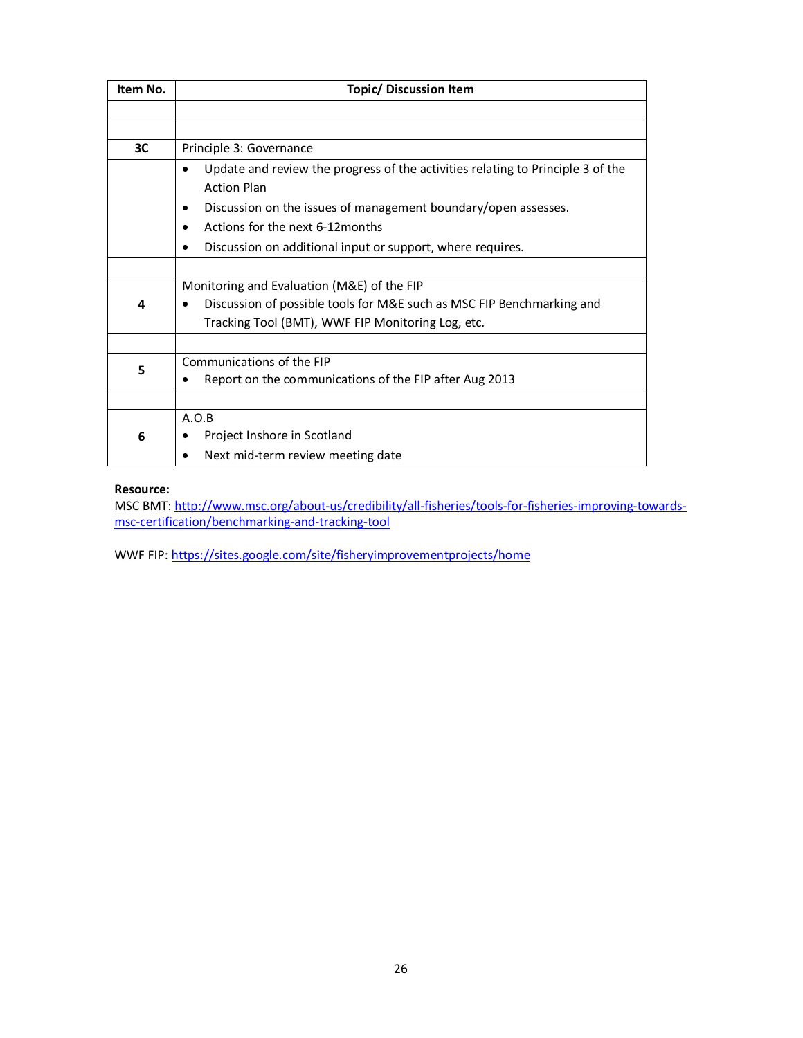| Item No. | Topic/ Discussion Item |
|---|---|
| | |
| | |
| **3C** | Principle 3: Governance |
| | • Update and review the progress of the activities relating to Principle 3 of the Action Plan<br>• Discussion on the issues of management boundary/open assesses.<br>• Actions for the next 6-12months<br>• Discussion on additional input or support, where requires. |
| | |
| **4** | Monitoring and Evaluation (M&E) of the FIP<br>• Discussion of possible tools for M&E such as MSC FIP Benchmarking and Tracking Tool (BMT), WWF FIP Monitoring Log, etc. |
| | |
| **5** | Communications of the FIP<br>• Report on the communications of the FIP after Aug 2013 |
| | |
| **6** | A.O.B<br>• Project Inshore in Scotland<br>• Next mid-term review meeting date |

**Resource:**
MSC BMT: http://www.msc.org/about-us/credibility/all-fisheries/tools-for-fisheries-improving-towards-msc-certification/benchmarking-and-tracking-tool

WWF FIP: https://sites.google.com/site/fisheryimprovementprojects/home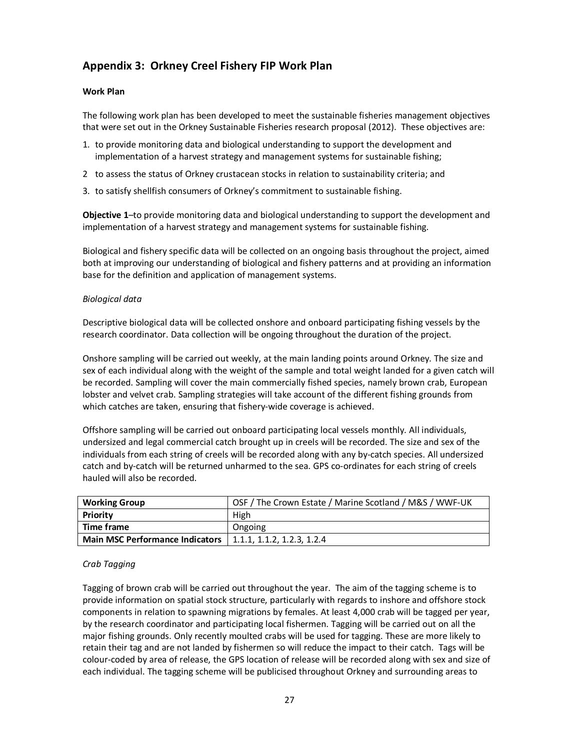## Appendix 3: Orkney Creel Fishery FIP Work Plan

**Work Plan**

The following work plan has been developed to meet the sustainable fisheries management objectives that were set out in the Orkney Sustainable Fisheries research proposal (2012). These objectives are:

1. to provide monitoring data and biological understanding to support the development and implementation of a harvest strategy and management systems for sustainable fishing;
2 to assess the status of Orkney crustacean stocks in relation to sustainability criteria; and
3. to satisfy shellfish consumers of Orkney's commitment to sustainable fishing.

**Objective 1**–to provide monitoring data and biological understanding to support the development and implementation of a harvest strategy and management systems for sustainable fishing.

Biological and fishery specific data will be collected on an ongoing basis throughout the project, aimed both at improving our understanding of biological and fishery patterns and at providing an information base for the definition and application of management systems.

*Biological data*

Descriptive biological data will be collected onshore and onboard participating fishing vessels by the research coordinator. Data collection will be ongoing throughout the duration of the project.

Onshore sampling will be carried out weekly, at the main landing points around Orkney. The size and sex of each individual along with the weight of the sample and total weight landed for a given catch will be recorded. Sampling will cover the main commercially fished species, namely brown crab, European lobster and velvet crab. Sampling strategies will take account of the different fishing grounds from which catches are taken, ensuring that fishery-wide coverage is achieved.

Offshore sampling will be carried out onboard participating local vessels monthly. All individuals, undersized and legal commercial catch brought up in creels will be recorded. The size and sex of the individuals from each string of creels will be recorded along with any by-catch species. All undersized catch and by-catch will be returned unharmed to the sea. GPS co-ordinates for each string of creels hauled will also be recorded.

| **Working Group** | OSF / The Crown Estate / Marine Scotland / M&S / WWF-UK |
|---|---|
| **Priority** | High |
| **Time frame** | Ongoing |
| **Main MSC Performance Indicators** | 1.1.1, 1.1.2, 1.2.3, 1.2.4 |

*Crab Tagging*

Tagging of brown crab will be carried out throughout the year. The aim of the tagging scheme is to provide information on spatial stock structure, particularly with regards to inshore and offshore stock components in relation to spawning migrations by females. At least 4,000 crab will be tagged per year, by the research coordinator and participating local fishermen. Tagging will be carried out on all the major fishing grounds. Only recently moulted crabs will be used for tagging. These are more likely to retain their tag and are not landed by fishermen so will reduce the impact to their catch. Tags will be colour-coded by area of release, the GPS location of release will be recorded along with sex and size of each individual. The tagging scheme will be publicised throughout Orkney and surrounding areas to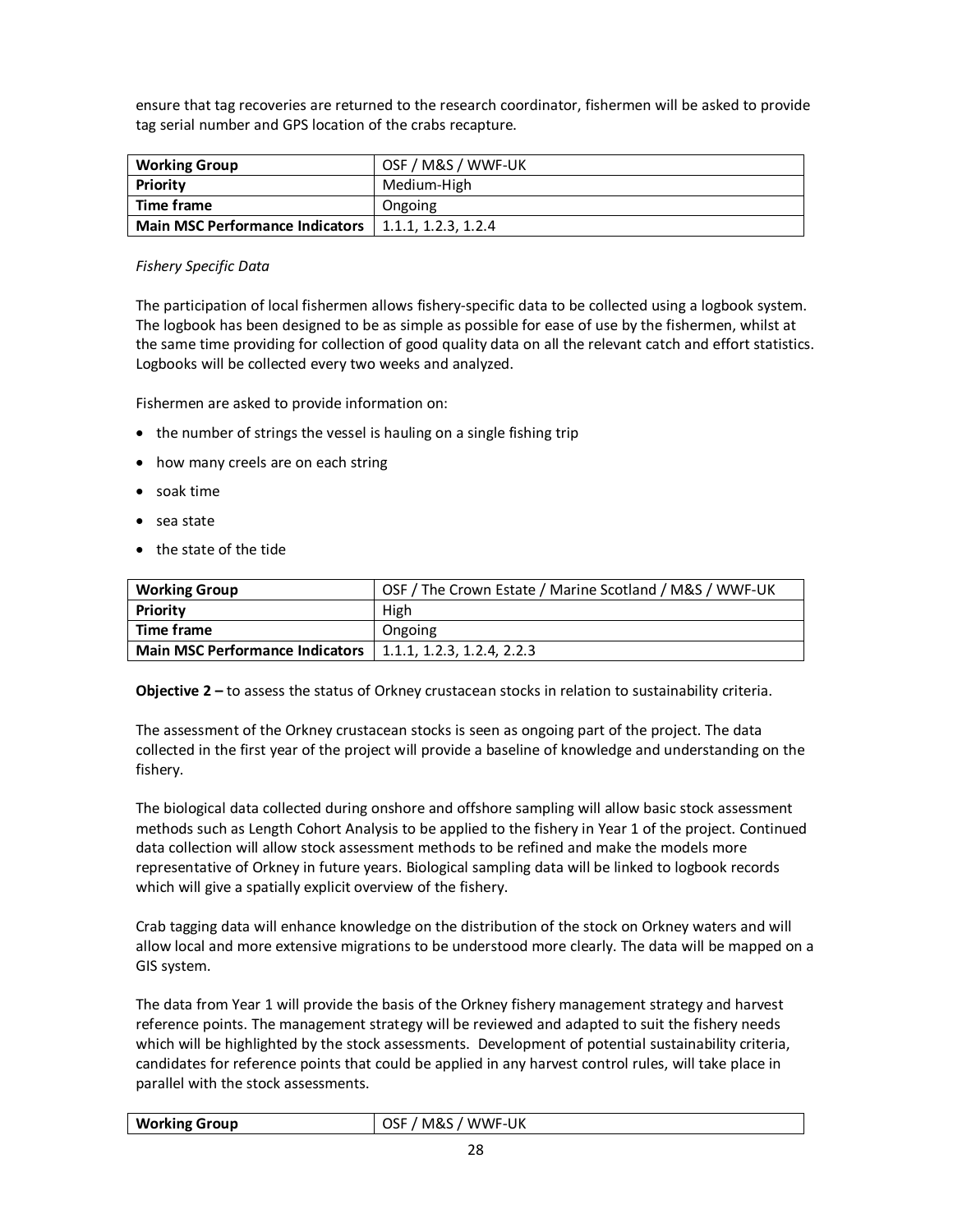ensure that tag recoveries are returned to the research coordinator, fishermen will be asked to provide tag serial number and GPS location of the crabs recapture.

| **Working Group** | OSF / M&S / WWF-UK |
|---|---|
| **Priority** | Medium-High |
| **Time frame** | Ongoing |
| **Main MSC Performance Indicators** | 1.1.1, 1.2.3, 1.2.4 |

*Fishery Specific Data*

The participation of local fishermen allows fishery-specific data to be collected using a logbook system. The logbook has been designed to be as simple as possible for ease of use by the fishermen, whilst at the same time providing for collection of good quality data on all the relevant catch and effort statistics. Logbooks will be collected every two weeks and analyzed.

Fishermen are asked to provide information on:

- the number of strings the vessel is hauling on a single fishing trip
- how many creels are on each string
- soak time
- sea state
- the state of the tide

| **Working Group** | OSF / The Crown Estate / Marine Scotland / M&S / WWF-UK |
|---|---|
| **Priority** | High |
| **Time frame** | Ongoing |
| **Main MSC Performance Indicators** | 1.1.1, 1.2.3, 1.2.4, 2.2.3 |

**Objective 2 –** to assess the status of Orkney crustacean stocks in relation to sustainability criteria.

The assessment of the Orkney crustacean stocks is seen as ongoing part of the project. The data collected in the first year of the project will provide a baseline of knowledge and understanding on the fishery.

The biological data collected during onshore and offshore sampling will allow basic stock assessment methods such as Length Cohort Analysis to be applied to the fishery in Year 1 of the project. Continued data collection will allow stock assessment methods to be refined and make the models more representative of Orkney in future years. Biological sampling data will be linked to logbook records which will give a spatially explicit overview of the fishery.

Crab tagging data will enhance knowledge on the distribution of the stock on Orkney waters and will allow local and more extensive migrations to be understood more clearly. The data will be mapped on a GIS system.

The data from Year 1 will provide the basis of the Orkney fishery management strategy and harvest reference points. The management strategy will be reviewed and adapted to suit the fishery needs which will be highlighted by the stock assessments. Development of potential sustainability criteria, candidates for reference points that could be applied in any harvest control rules, will take place in parallel with the stock assessments.

| **Working Group** | OSF / M&S / WWF-UK |
|---|---|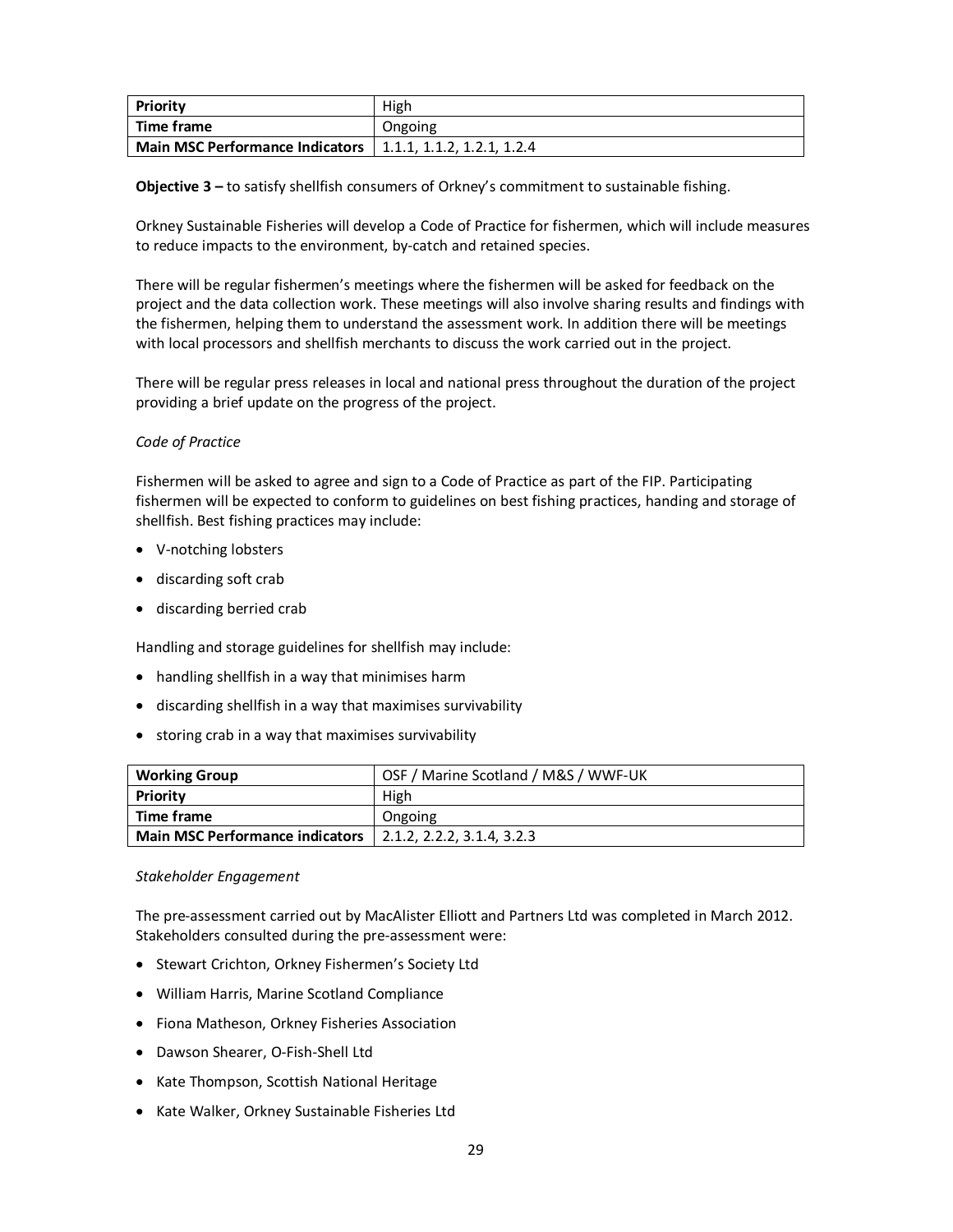| Priority | High |
|---|---|
| Time frame | Ongoing |
| Main MSC Performance Indicators | 1.1.1, 1.1.2, 1.2.1, 1.2.4 |

**Objective 3 –** to satisfy shellfish consumers of Orkney's commitment to sustainable fishing.

Orkney Sustainable Fisheries will develop a Code of Practice for fishermen, which will include measures to reduce impacts to the environment, by-catch and retained species.

There will be regular fishermen's meetings where the fishermen will be asked for feedback on the project and the data collection work. These meetings will also involve sharing results and findings with the fishermen, helping them to understand the assessment work. In addition there will be meetings with local processors and shellfish merchants to discuss the work carried out in the project.

There will be regular press releases in local and national press throughout the duration of the project providing a brief update on the progress of the project.

*Code of Practice*

Fishermen will be asked to agree and sign to a Code of Practice as part of the FIP. Participating fishermen will be expected to conform to guidelines on best fishing practices, handing and storage of shellfish. Best fishing practices may include:

- V-notching lobsters
- discarding soft crab
- discarding berried crab

Handling and storage guidelines for shellfish may include:

- handling shellfish in a way that minimises harm
- discarding shellfish in a way that maximises survivability
- storing crab in a way that maximises survivability

| Working Group | OSF / Marine Scotland / M&S / WWF-UK |
|---|---|
| Priority | High |
| Time frame | Ongoing |
| Main MSC Performance indicators | 2.1.2, 2.2.2, 3.1.4, 3.2.3 |

*Stakeholder Engagement*

The pre-assessment carried out by MacAlister Elliott and Partners Ltd was completed in March 2012. Stakeholders consulted during the pre-assessment were:

- Stewart Crichton, Orkney Fishermen's Society Ltd
- William Harris, Marine Scotland Compliance
- Fiona Matheson, Orkney Fisheries Association
- Dawson Shearer, O-Fish-Shell Ltd
- Kate Thompson, Scottish National Heritage
- Kate Walker, Orkney Sustainable Fisheries Ltd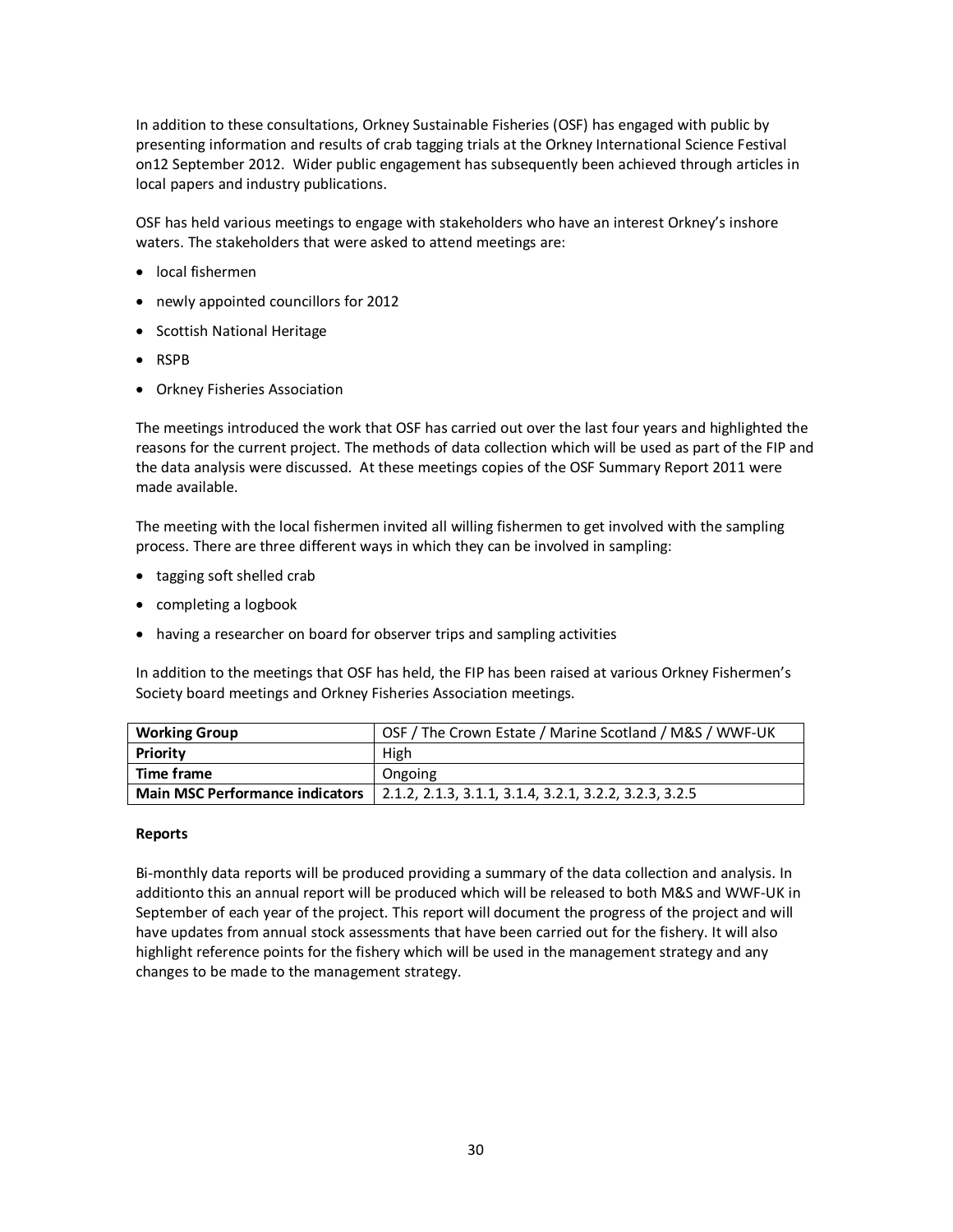In addition to these consultations, Orkney Sustainable Fisheries (OSF) has engaged with public by presenting information and results of crab tagging trials at the Orkney International Science Festival on12 September 2012. Wider public engagement has subsequently been achieved through articles in local papers and industry publications.

OSF has held various meetings to engage with stakeholders who have an interest Orkney's inshore waters. The stakeholders that were asked to attend meetings are:

- local fishermen
- newly appointed councillors for 2012
- Scottish National Heritage
- RSPB
- Orkney Fisheries Association

The meetings introduced the work that OSF has carried out over the last four years and highlighted the reasons for the current project. The methods of data collection which will be used as part of the FIP and the data analysis were discussed. At these meetings copies of the OSF Summary Report 2011 were made available.

The meeting with the local fishermen invited all willing fishermen to get involved with the sampling process. There are three different ways in which they can be involved in sampling:

- tagging soft shelled crab
- completing a logbook
- having a researcher on board for observer trips and sampling activities

In addition to the meetings that OSF has held, the FIP has been raised at various Orkney Fishermen's Society board meetings and Orkney Fisheries Association meetings.

| **Working Group** | OSF / The Crown Estate / Marine Scotland / M&S / WWF-UK |
|---|---|
| **Priority** | High |
| **Time frame** | Ongoing |
| **Main MSC Performance indicators** | 2.1.2, 2.1.3, 3.1.1, 3.1.4, 3.2.1, 3.2.2, 3.2.3, 3.2.5 |

**Reports**

Bi-monthly data reports will be produced providing a summary of the data collection and analysis. In additionto this an annual report will be produced which will be released to both M&S and WWF-UK in September of each year of the project. This report will document the progress of the project and will have updates from annual stock assessments that have been carried out for the fishery. It will also highlight reference points for the fishery which will be used in the management strategy and any changes to be made to the management strategy.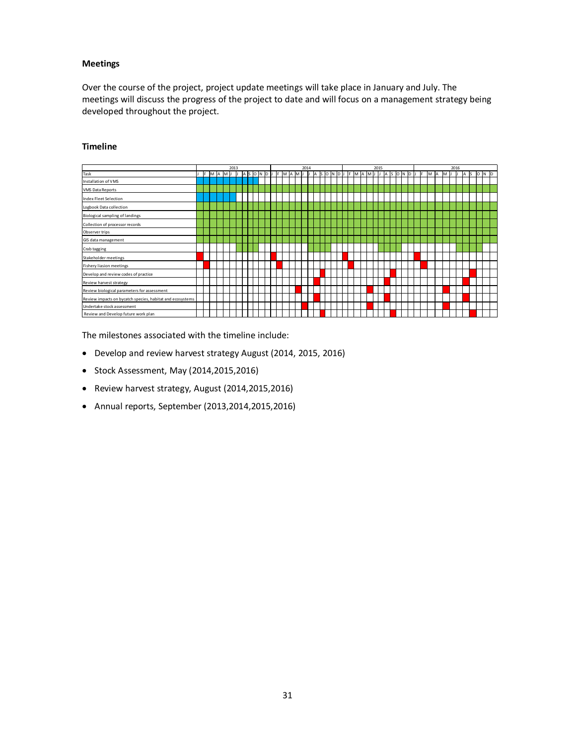**Meetings**

Over the course of the project, project update meetings will take place in January and July. The meetings will discuss the progress of the project to date and will focus on a management strategy being developed throughout the project.

**Timeline**

| | 2013 | | | | | | | | | | | | 2014 | | | | | | | | | | | | 2015 | | | | | | | | | | | | 2016 | | | | | | | | | | | |
|---|---|---|---|---|---|---|---|---|---|---|---|---|---|---|---|---|---|---|---|---|---|---|---|---|---|---|---|---|---|---|---|---|---|---|---|---|---|---|---|---|---|---|---|---|---|---|---|---|
| Task | J | F | M | A | M | J | J | A | S | O | N | D | J | F | M | A | M | J | J | A | S | O | N | D | J | F | M | A | M | J | J | A | S | O | N | D | J | F | M | A | M | J | J | A | S | O | N | D |
| Installation of VMS | X | X | X | X | X | X | X | X | X | X | | | | | | | | | | | | | | | | | | | | | | | | | | | | | | | | | | | | | | |
| VMS Data Reports | X | X | X | X | X | X | X | X | X | X | X | X | X | X | X | X | X | X | X | X | X | X | X | X | X | X | X | X | X | X | X | X | X | X | X | X | X | X | X | X | X | X | X | X | X | X | X | X |
| Index Fleet Selection | X | X | X | X | X | X | | | | | | | | | | | | | | | | | | | | | | | | | | | | | | | | | | | | | | | | | | |
| Logbook Data collection | X | X | X | X | X | X | X | X | X | X | X | X | X | X | X | X | X | X | X | X | X | X | X | X | X | X | X | X | X | X | X | X | X | X | X | X | X | X | X | X | X | X | X | X | X | X | X | X |
| Biological sampling of landings | X | X | X | X | X | X | X | X | X | X | X | X | X | X | X | X | X | X | X | X | X | X | X | X | X | X | X | X | X | X | X | X | X | X | X | X | X | X | X | X | X | X | X | X | X | X | X | X |
| Collection of processor records | X | X | X | X | X | X | X | X | X | X | X | X | X | X | X | X | X | X | X | X | X | X | X | X | X | X | X | X | X | X | X | X | X | X | X | X | X | X | X | X | X | X | X | X | X | X | X | X |
| Observer trips | X | X | X | X | X | X | X | X | X | X | X | X | X | X | X | X | X | X | X | X | X | X | X | X | X | X | X | X | X | X | X | X | X | X | X | X | X | X | X | X | X | X | X | X | X | X | X | X |
| GIS data management | X | X | X | X | X | X | X | X | X | X | X | X | X | X | X | X | X | X | X | X | X | X | X | X | X | X | X | X | X | X | X | X | X | X | X | X | X | X | X | X | X | X | X | X | X | X | X | X |
| Crab tagging | | | | | | | X | X | X | X | | | | | | | | | X | X | X | X | | | | | | | | | X | X | X | X | | | | | | | | | X | X | X | X | | |
| Stakeholder meetings | X | | | | | | | | | | | | X | | | | | | | | | | | | X | | | | | | | | | | | | X | | | | | | | | | | | |
| Fishery liaison meetings | | X | | | | | | | | | | | | X | | | | | | | | | | | | X | | | | | | | | | | | | X | | | | | | | | | | |
| Develop and review codes of practice | | | | | | | | | | | | | | | | | | | | | X | | | | | | | | | | | | X | | | | | | | | | | | | X | | | |
| Review harvest strategy | | | | | | | | | | | | | | | | | | | | X | | | | | | | | | | | | X | | | | | | | | | | | | X | | | | |
| Review biological parameters for assessment | | | | | | | | | | | | | | | | | X | | | | | | | | | | | | X | | | | | | | | | | | | X | | | | | | | |
| Review impacts on bycatch species, habitat and ecosystems | | | | | | | | | | | | | | | | | | | | X | | | | | | | | | | | | X | | | | | | | | | | | | X | | | | |
| Undertake stock assessment | | | | | | | | | | | | | | | | | | X | | | | | | | | | | | X | | | | | | | | | | | | X | | | | | | | |
| Review and Develop future work plan | | | | | | | | | | | | | | | | | | | | | X | | | | | | | | | | | | X | | | | | | | | | | | | X | | | |

The milestones associated with the timeline include:

- Develop and review harvest strategy August (2014, 2015, 2016)
- Stock Assessment, May (2014,2015,2016)
- Review harvest strategy, August (2014,2015,2016)
- Annual reports, September (2013,2014,2015,2016)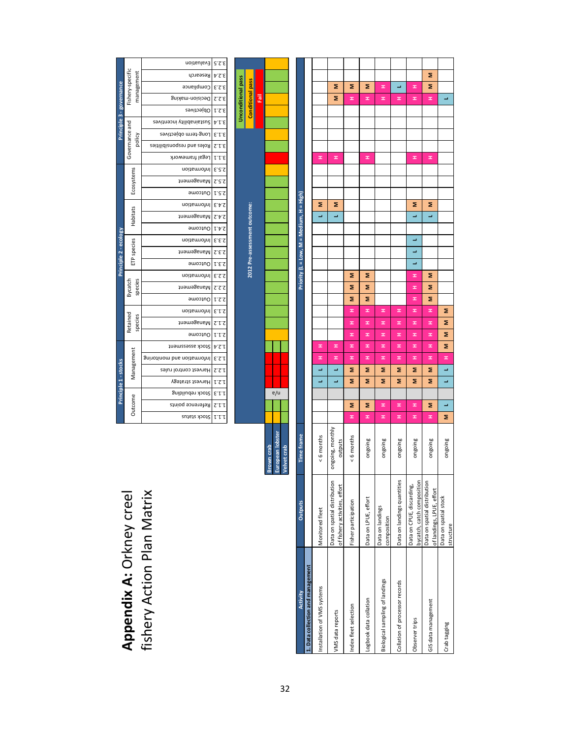# Appendix A: Orkney creel fishery Action Plan Matrix

**2012 Pre-assessment outcome:** Unconditional pass / Conditional pass / Fail

| | 1.1.1 | 1.1.2 | 1.1.3 | 1.2.1 | 1.2.2 | 1.2.3 | 1.2.4 | 2.1.1 | 2.1.2 | 2.1.3 | 2.2.1 | 2.2.2 | 2.2.3 | 2.3.1 | 2.3.2 | 2.3.3 | 2.4.1 | 2.4.2 | 2.4.3 | 2.5.1 | 2.5.2 | 2.5.3 | 3.1.1 | 3.1.2 | 3.1.3 | 3.1.4 | 3.2.1 | 3.2.2 | 3.2.3 | 3.2.4 | 3.2.5 |
|---|---|---|---|---|---|---|---|---|---|---|---|---|---|---|---|---|---|---|---|---|---|---|---|---|---|---|---|---|---|---|---|
| Brown crab | Conditional pass | Unconditional pass | n/a | Fail | Fail | Fail | Unconditional pass | Conditional pass | Unconditional pass | Unconditional pass | Unconditional pass | Unconditional pass | Unconditional pass | Unconditional pass | Unconditional pass | Unconditional pass | Unconditional pass | Unconditional pass | Unconditional pass | Unconditional pass | Unconditional pass | Conditional pass | Fail | Unconditional pass | Conditional pass | Unconditional pass | Fail | Conditional pass | Unconditional pass | Unconditional pass | Conditional pass |
| European lobster | Unconditional pass | Unconditional pass | n/a | Fail | Fail | Fail | Fail | | | | | | | | | | | | | | | | | | | | | | | | |
| Velvet crab | Unconditional pass | Unconditional pass | n/a | Fail | Fail | Fail | Unconditional pass | | | | | | | | | | | | | | | | | | | | | | | | |

Principle 1 - stocks: Outcome (1.1.1 Stock status, 1.1.2 Reference points, 1.1.3 Stock rebuilding); Management (1.2.1 Harvest strategy, 1.2.2 Harvest control rules, 1.2.3 Information and monitoring, 1.2.4 Stock assessment)

Principle 2 - ecology: Retained species (2.1.1 Outcome, 2.1.2 Management, 2.1.3 Information); Bycatch species (2.2.1 Outcome, 2.2.2 Management, 2.2.3 Information); ETP species (2.3.1 Outcome, 2.3.2 Management, 2.3.3 Information); Habitats (2.4.1 Outcome, 2.4.2 Management, 2.4.3 Information); Ecosystems (2.5.1 Outcome, 2.5.2 Management, 2.5.3 Information)

Principle 3 - governance: Governance and policy (3.1.1 Legal framework, 3.1.2 Roles and responsibilities, 3.1.3 Long-term objectives, 3.1.4 Sustainability incentives); Fishery-specific management (3.2.1 Objectives, 3.2.2 Decision-making, 3.2.3 Compliance, 3.2.4 Research, 3.2.5 Evaluation)

Priority (L = Low, M = Medium, H = High)

| Activity | Outputs | Time frame | 1.1.1 | 1.1.2 | 1.1.3 | 1.2.1 | 1.2.2 | 1.2.3 | 1.2.4 | 2.1.1 | 2.1.2 | 2.1.3 | 2.2.1 | 2.2.2 | 2.2.3 | 2.3.1 | 2.3.2 | 2.3.3 | 2.4.1 | 2.4.2 | 2.4.3 | 2.5.1 | 2.5.2 | 2.5.3 | 3.1.1 | 3.1.2 | 3.1.3 | 3.1.4 | 3.2.1 | 3.2.2 | 3.2.3 | 3.2.4 | 3.2.5 |
|---|---|---|---|---|---|---|---|---|---|---|---|---|---|---|---|---|---|---|---|---|---|---|---|---|---|---|---|---|---|---|---|---|---|
| **1. Data collection and management** | | | | | | | | | | | | | | | | | | | | | | | | | | | | | | | | | |
| Installation of VMS systems | Monitored fleet | < 6 months | | | | L | L | H | H | | | | | | | | | | | L | M | | | | H | | | | | | | | |
| VMS data reports | Data on spatial distribution of fishery activities, effort | ongoing, monthly outputs | | | | L | L | H | H | | | | | | | | | | | L | M | | | | H | | | | | M | M | | |
| Index fleet selection | Fisher participation | < 6 months | H | M | | M | M | H | H | H | H | H | M | M | M | | | | | | | | | | | | | | | H | M | | |
| Logbook data collation | Data on LPUE, effort | ongoing | H | M | | M | M | H | H | H | H | H | M | M | M | | | | | | | | | | H | | | | | H | M | | |
| Biological sampling of landings | Data on landings composition | ongoing | H | H | | M | M | H | H | H | H | H | | | | | | | | | | | | | | | | | | H | H | | |
| Collation of processor records | Data on landings quantities | ongoing | H | H | | M | M | H | H | H | H | H | | | | | | | | | | | | | | | | | | H | L | | |
| Observer trips | Data on CPUE, discarding, bycatch, catch composition | ongoing | H | H | | M | M | H | H | H | H | H | H | H | H | L | L | L | | L | M | | | | H | | | | | H | H | | |
| GIS data management | Data on spatial distribution of landings, LPUE, effort | ongoing | H | M | | M | M | H | H | H | H | H | M | M | M | | | | | L | M | | | | H | | | | | H | M | M | |
| Crab tagging | Data on spatial stock structure | ongoing | M | L | | L | L | H | M | M | M | M | | | | | | | | | | | | | | | | | | L | | | |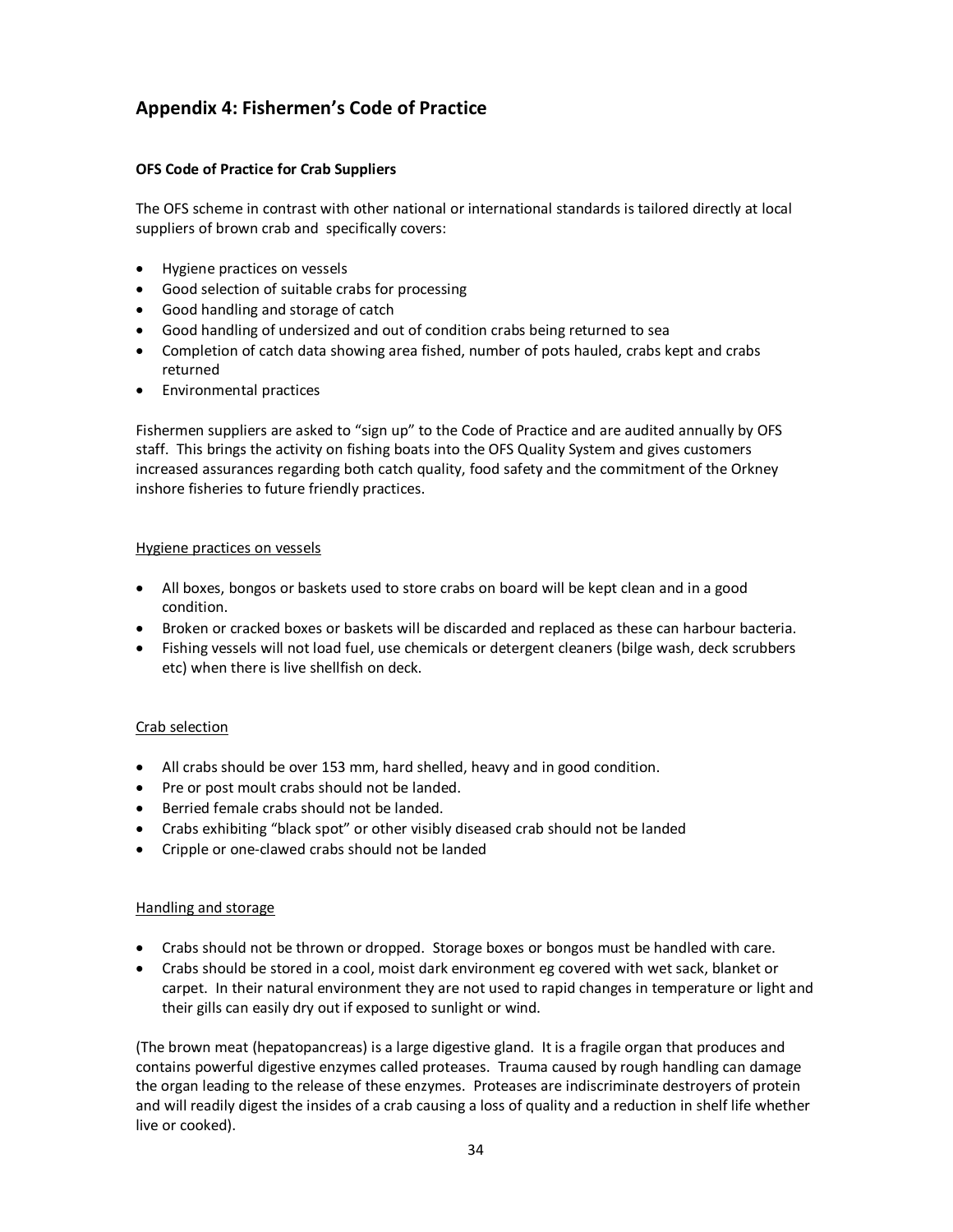## Appendix 4: Fishermen's Code of Practice

**OFS Code of Practice for Crab Suppliers**

The OFS scheme in contrast with other national or international standards is tailored directly at local suppliers of brown crab and specifically covers:

- Hygiene practices on vessels
- Good selection of suitable crabs for processing
- Good handling and storage of catch
- Good handling of undersized and out of condition crabs being returned to sea
- Completion of catch data showing area fished, number of pots hauled, crabs kept and crabs returned
- Environmental practices

Fishermen suppliers are asked to "sign up" to the Code of Practice and are audited annually by OFS staff. This brings the activity on fishing boats into the OFS Quality System and gives customers increased assurances regarding both catch quality, food safety and the commitment of the Orkney inshore fisheries to future friendly practices.

<u>Hygiene practices on vessels</u>

- All boxes, bongos or baskets used to store crabs on board will be kept clean and in a good condition.
- Broken or cracked boxes or baskets will be discarded and replaced as these can harbour bacteria.
- Fishing vessels will not load fuel, use chemicals or detergent cleaners (bilge wash, deck scrubbers etc) when there is live shellfish on deck.

<u>Crab selection</u>

- All crabs should be over 153 mm, hard shelled, heavy and in good condition.
- Pre or post moult crabs should not be landed.
- Berried female crabs should not be landed.
- Crabs exhibiting "black spot" or other visibly diseased crab should not be landed
- Cripple or one-clawed crabs should not be landed

<u>Handling and storage</u>

- Crabs should not be thrown or dropped. Storage boxes or bongos must be handled with care.
- Crabs should be stored in a cool, moist dark environment eg covered with wet sack, blanket or carpet. In their natural environment they are not used to rapid changes in temperature or light and their gills can easily dry out if exposed to sunlight or wind.

(The brown meat (hepatopancreas) is a large digestive gland. It is a fragile organ that produces and contains powerful digestive enzymes called proteases. Trauma caused by rough handling can damage the organ leading to the release of these enzymes. Proteases are indiscriminate destroyers of protein and will readily digest the insides of a crab causing a loss of quality and a reduction in shelf life whether live or cooked).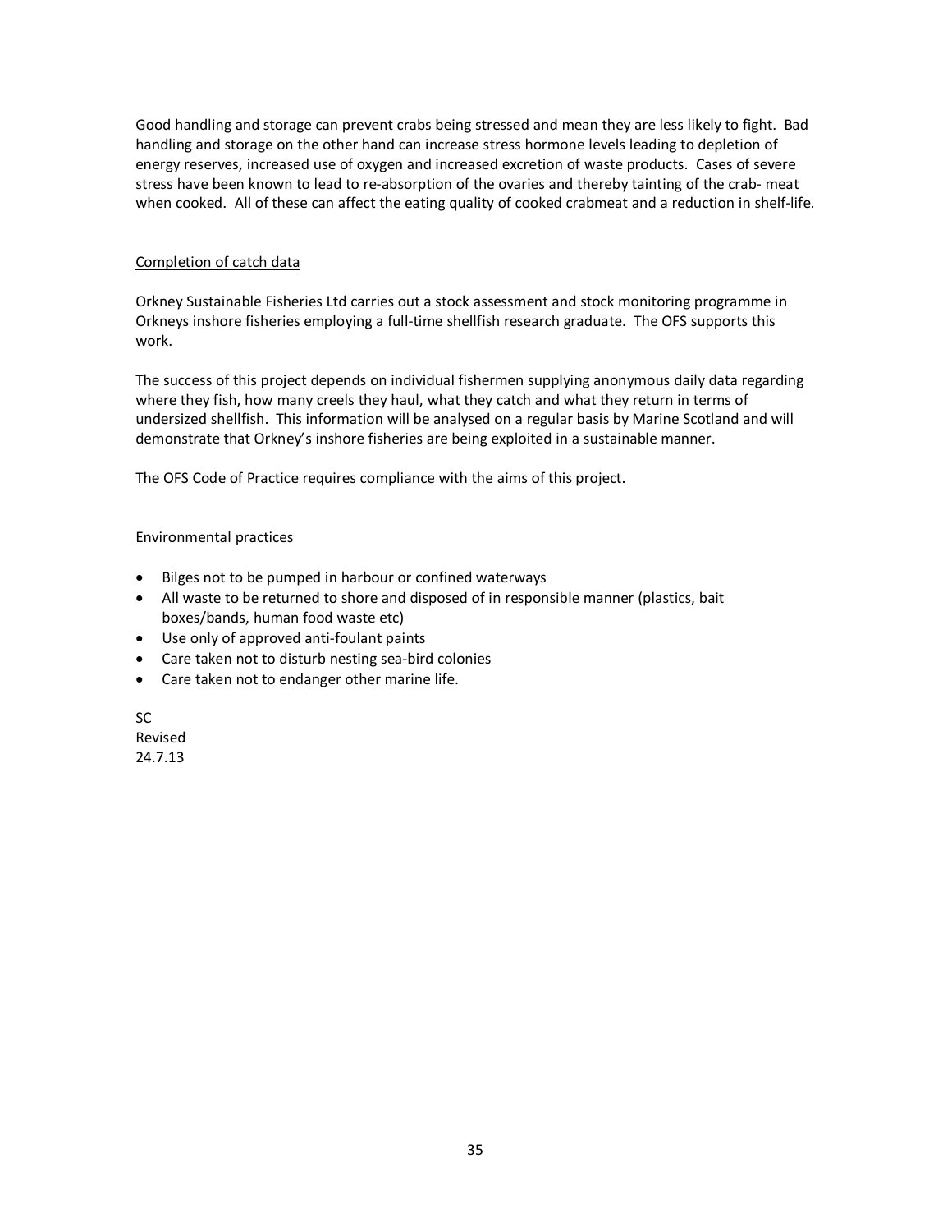Good handling and storage can prevent crabs being stressed and mean they are less likely to fight. Bad handling and storage on the other hand can increase stress hormone levels leading to depletion of energy reserves, increased use of oxygen and increased excretion of waste products. Cases of severe stress have been known to lead to re-absorption of the ovaries and thereby tainting of the crab- meat when cooked. All of these can affect the eating quality of cooked crabmeat and a reduction in shelf-life.

<u>Completion of catch data</u>

Orkney Sustainable Fisheries Ltd carries out a stock assessment and stock monitoring programme in Orkneys inshore fisheries employing a full-time shellfish research graduate. The OFS supports this work.

The success of this project depends on individual fishermen supplying anonymous daily data regarding where they fish, how many creels they haul, what they catch and what they return in terms of undersized shellfish. This information will be analysed on a regular basis by Marine Scotland and will demonstrate that Orkney's inshore fisheries are being exploited in a sustainable manner.

The OFS Code of Practice requires compliance with the aims of this project.

<u>Environmental practices</u>

- Bilges not to be pumped in harbour or confined waterways
- All waste to be returned to shore and disposed of in responsible manner (plastics, bait boxes/bands, human food waste etc)
- Use only of approved anti-foulant paints
- Care taken not to disturb nesting sea-bird colonies
- Care taken not to endanger other marine life.

SC
Revised
24.7.13